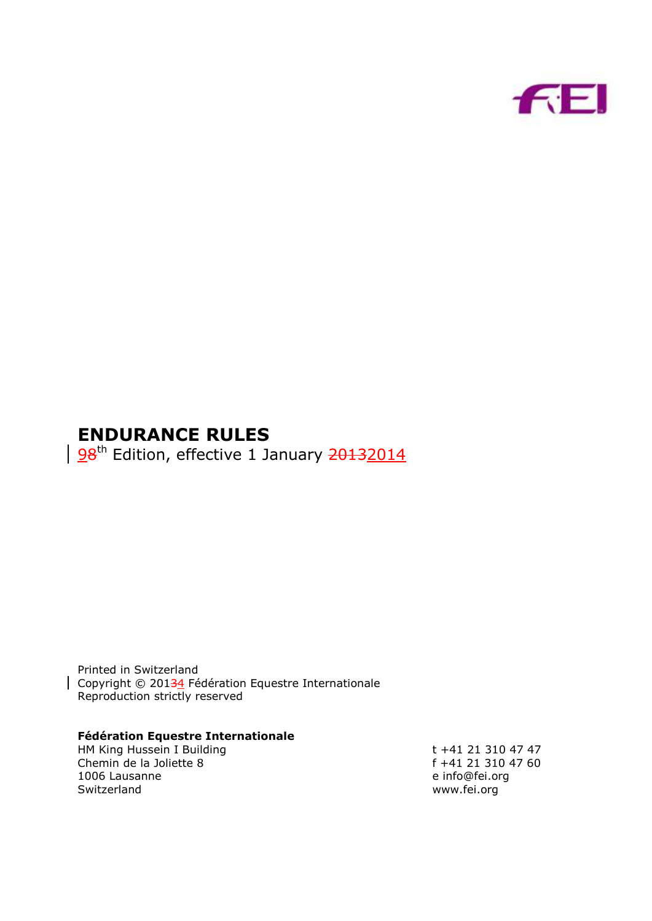# ENDURANCE RULES

~~8~~9th Edition, effective 1 January ~~2013~~2014

Printed in Switzerland
Copyright © 201~~3~~4 Fédération Equestre Internationale
Reproduction strictly reserved

**Fédération Equestre Internationale**
HM King Hussein I Building
Chemin de la Joliette 8
1006 Lausanne
Switzerland

t +41 21 310 47 47
f +41 21 310 47 60
e info@fei.org
www.fei.org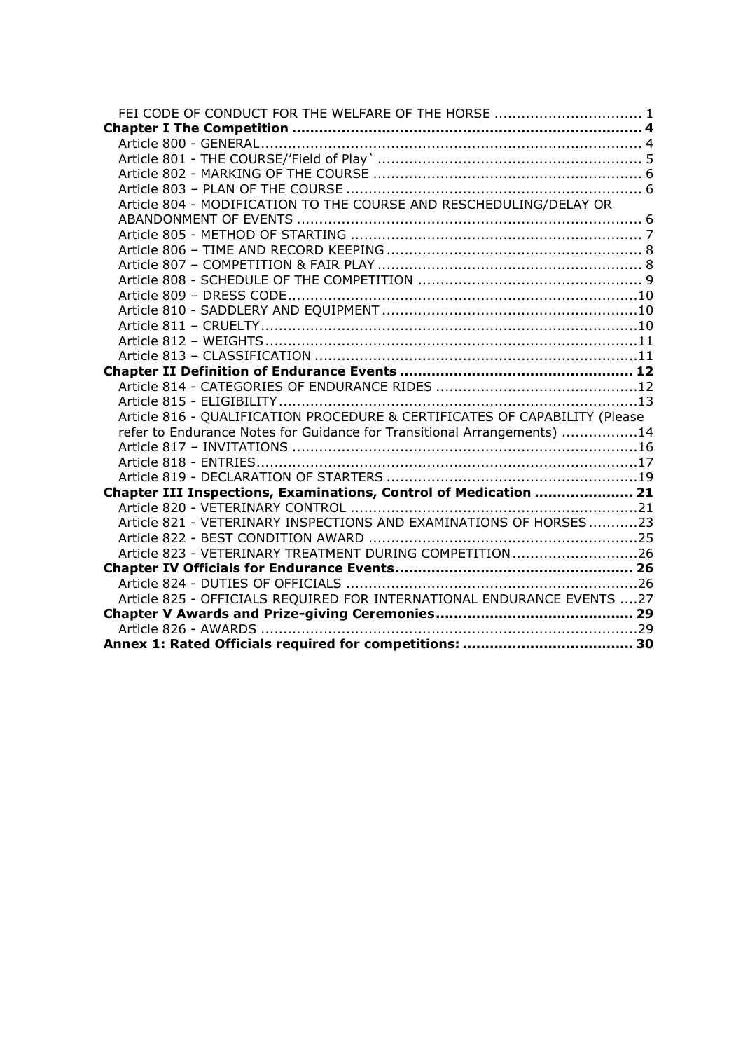FEI CODE OF CONDUCT FOR THE WELFARE OF THE HORSE ................................ 1

**Chapter I The Competition ............................................................................ 4**

Article 800 - GENERAL..................................................................................... 4

Article 801 - THE COURSE/'Field of Play` ........................................................... 5

Article 802 - MARKING OF THE COURSE ............................................................ 6

Article 803 – PLAN OF THE COURSE .................................................................. 6

Article 804 - MODIFICATION TO THE COURSE AND RESCHEDULING/DELAY OR ABANDONMENT OF EVENTS ............................................................................. 6

Article 805 - METHOD OF STARTING ................................................................. 7

Article 806 – TIME AND RECORD KEEPING ......................................................... 8

Article 807 – COMPETITION & FAIR PLAY ........................................................... 8

Article 808 - SCHEDULE OF THE COMPETITION .................................................. 9

Article 809 – DRESS CODE..............................................................................10

Article 810 - SADDLERY AND EQUIPMENT .........................................................10

Article 811 – CRUELTY....................................................................................10

Article 812 – WEIGHTS...................................................................................11

Article 813 – CLASSIFICATION ........................................................................11

**Chapter II Definition of Endurance Events ................................................... 12**

Article 814 - CATEGORIES OF ENDURANCE RIDES .............................................12

Article 815 - ELIGIBILITY................................................................................13

Article 816 - QUALIFICATION PROCEDURE & CERTIFICATES OF CAPABILITY (Please refer to Endurance Notes for Guidance for Transitional Arrangements) .................14

Article 817 – INVITATIONS .............................................................................16

Article 818 - ENTRIES.....................................................................................17

Article 819 - DECLARATION OF STARTERS ........................................................19

**Chapter III Inspections, Examinations, Control of Medication ...................... 21**

Article 820 - VETERINARY CONTROL ................................................................21

Article 821 - VETERINARY INSPECTIONS AND EXAMINATIONS OF HORSES...........23

Article 822 - BEST CONDITION AWARD ............................................................25

Article 823 - VETERINARY TREATMENT DURING COMPETITION............................26

**Chapter IV Officials for Endurance Events.................................................... 26**

Article 824 - DUTIES OF OFFICIALS .................................................................26

Article 825 - OFFICIALS REQUIRED FOR INTERNATIONAL ENDURANCE EVENTS ....27

**Chapter V Awards and Prize-giving Ceremonies........................................... 29**

Article 826 - AWARDS ...................................................................................29

**Annex 1: Rated Officials required for competitions: ..................................... 30**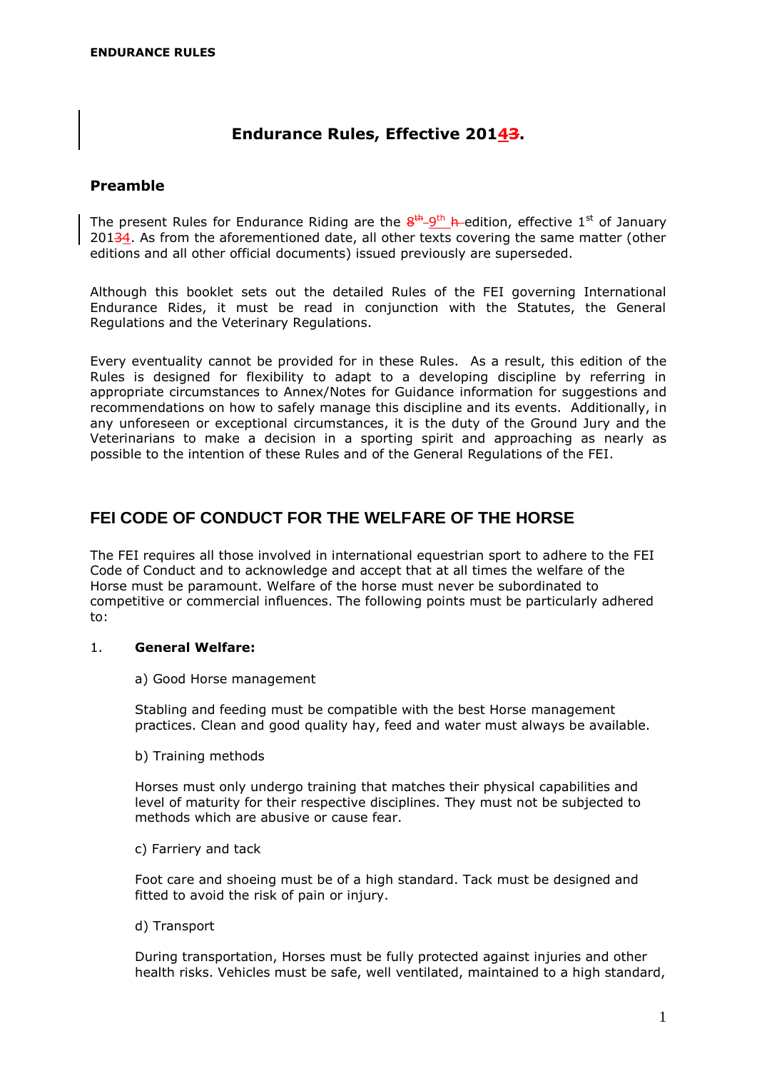# Endurance Rules, Effective 2014~~3~~.

## Preamble

The present Rules for Endurance Riding are the ~~8th~~ 9th ~~h~~ edition, effective 1st of January 201~~3~~4. As from the aforementioned date, all other texts covering the same matter (other editions and all other official documents) issued previously are superseded.

Although this booklet sets out the detailed Rules of the FEI governing International Endurance Rides, it must be read in conjunction with the Statutes, the General Regulations and the Veterinary Regulations.

Every eventuality cannot be provided for in these Rules. As a result, this edition of the Rules is designed for flexibility to adapt to a developing discipline by referring in appropriate circumstances to Annex/Notes for Guidance information for suggestions and recommendations on how to safely manage this discipline and its events. Additionally, in any unforeseen or exceptional circumstances, it is the duty of the Ground Jury and the Veterinarians to make a decision in a sporting spirit and approaching as nearly as possible to the intention of these Rules and of the General Regulations of the FEI.

## FEI CODE OF CONDUCT FOR THE WELFARE OF THE HORSE

The FEI requires all those involved in international equestrian sport to adhere to the FEI Code of Conduct and to acknowledge and accept that at all times the welfare of the Horse must be paramount. Welfare of the horse must never be subordinated to competitive or commercial influences. The following points must be particularly adhered to:

1. **General Welfare:**

    a) Good Horse management

    Stabling and feeding must be compatible with the best Horse management practices. Clean and good quality hay, feed and water must always be available.

    b) Training methods

    Horses must only undergo training that matches their physical capabilities and level of maturity for their respective disciplines. They must not be subjected to methods which are abusive or cause fear.

    c) Farriery and tack

    Foot care and shoeing must be of a high standard. Tack must be designed and fitted to avoid the risk of pain or injury.

    d) Transport

    During transportation, Horses must be fully protected against injuries and other health risks. Vehicles must be safe, well ventilated, maintained to a high standard,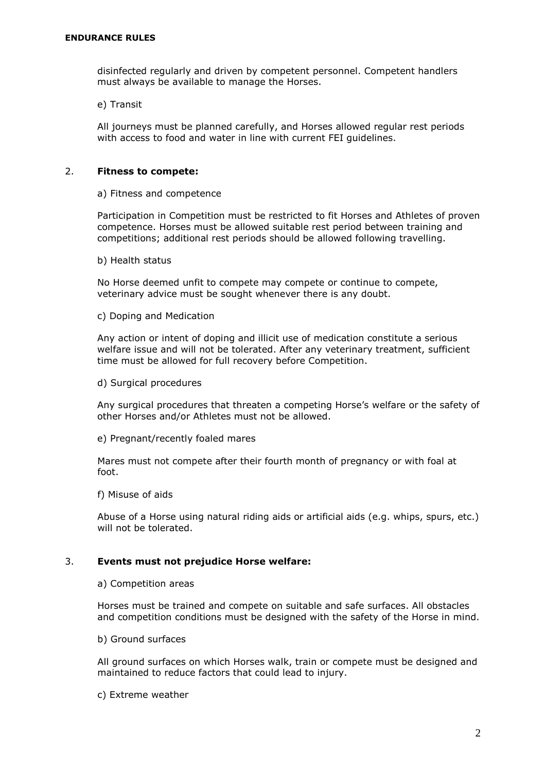disinfected regularly and driven by competent personnel. Competent handlers must always be available to manage the Horses.

e) Transit

All journeys must be planned carefully, and Horses allowed regular rest periods with access to food and water in line with current FEI guidelines.

2. **Fitness to compete:**

a) Fitness and competence

Participation in Competition must be restricted to fit Horses and Athletes of proven competence. Horses must be allowed suitable rest period between training and competitions; additional rest periods should be allowed following travelling.

b) Health status

No Horse deemed unfit to compete may compete or continue to compete, veterinary advice must be sought whenever there is any doubt.

c) Doping and Medication

Any action or intent of doping and illicit use of medication constitute a serious welfare issue and will not be tolerated. After any veterinary treatment, sufficient time must be allowed for full recovery before Competition.

d) Surgical procedures

Any surgical procedures that threaten a competing Horse's welfare or the safety of other Horses and/or Athletes must not be allowed.

e) Pregnant/recently foaled mares

Mares must not compete after their fourth month of pregnancy or with foal at foot.

f) Misuse of aids

Abuse of a Horse using natural riding aids or artificial aids (e.g. whips, spurs, etc.) will not be tolerated.

3. **Events must not prejudice Horse welfare:**

a) Competition areas

Horses must be trained and compete on suitable and safe surfaces. All obstacles and competition conditions must be designed with the safety of the Horse in mind.

b) Ground surfaces

All ground surfaces on which Horses walk, train or compete must be designed and maintained to reduce factors that could lead to injury.

c) Extreme weather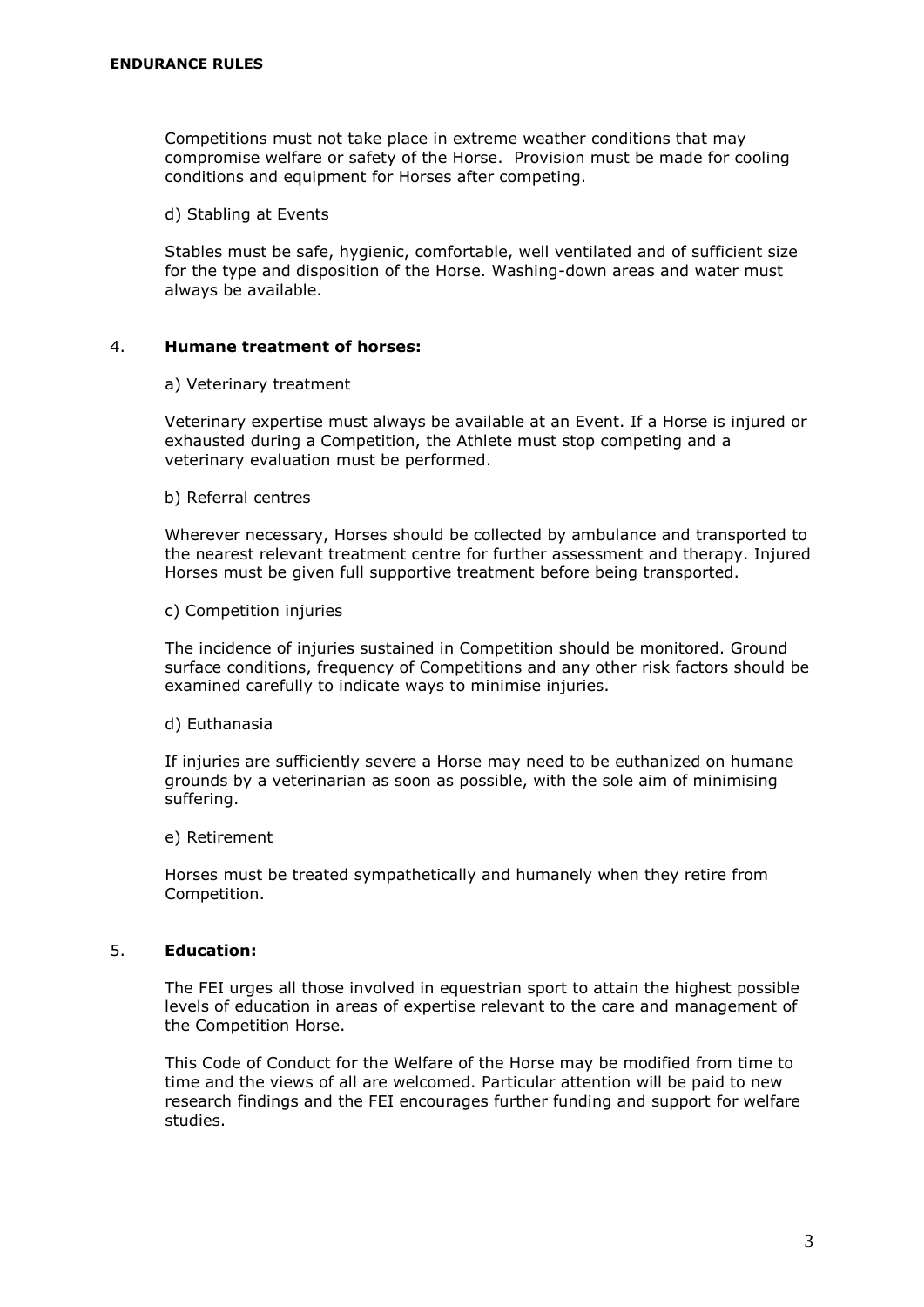Competitions must not take place in extreme weather conditions that may compromise welfare or safety of the Horse. Provision must be made for cooling conditions and equipment for Horses after competing.

d) Stabling at Events

Stables must be safe, hygienic, comfortable, well ventilated and of sufficient size for the type and disposition of the Horse. Washing-down areas and water must always be available.

4. **Humane treatment of horses:**

a) Veterinary treatment

Veterinary expertise must always be available at an Event. If a Horse is injured or exhausted during a Competition, the Athlete must stop competing and a veterinary evaluation must be performed.

b) Referral centres

Wherever necessary, Horses should be collected by ambulance and transported to the nearest relevant treatment centre for further assessment and therapy. Injured Horses must be given full supportive treatment before being transported.

c) Competition injuries

The incidence of injuries sustained in Competition should be monitored. Ground surface conditions, frequency of Competitions and any other risk factors should be examined carefully to indicate ways to minimise injuries.

d) Euthanasia

If injuries are sufficiently severe a Horse may need to be euthanized on humane grounds by a veterinarian as soon as possible, with the sole aim of minimising suffering.

e) Retirement

Horses must be treated sympathetically and humanely when they retire from Competition.

5. **Education:**

The FEI urges all those involved in equestrian sport to attain the highest possible levels of education in areas of expertise relevant to the care and management of the Competition Horse.

This Code of Conduct for the Welfare of the Horse may be modified from time to time and the views of all are welcomed. Particular attention will be paid to new research findings and the FEI encourages further funding and support for welfare studies.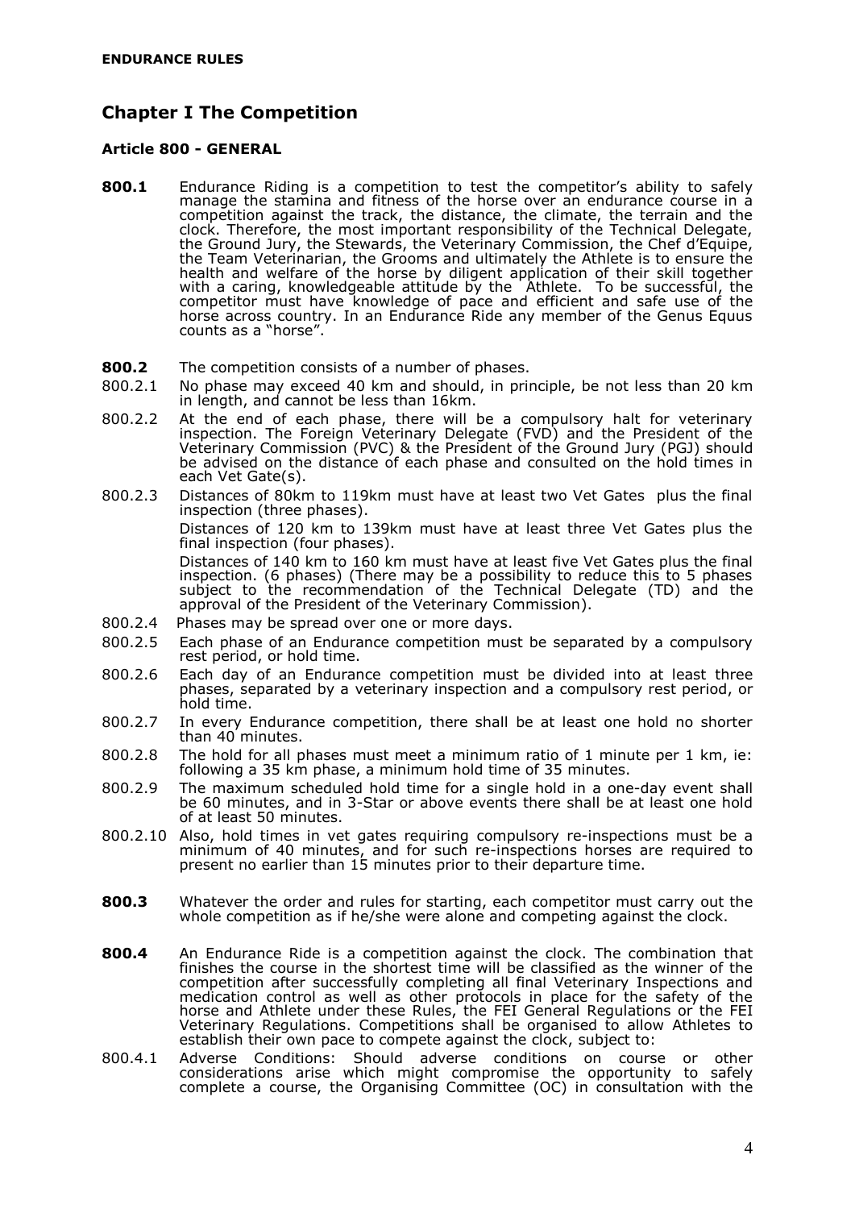## Chapter I The Competition

### Article 800 - GENERAL

**800.1** Endurance Riding is a competition to test the competitor's ability to safely manage the stamina and fitness of the horse over an endurance course in a competition against the track, the distance, the climate, the terrain and the clock. Therefore, the most important responsibility of the Technical Delegate, the Ground Jury, the Stewards, the Veterinary Commission, the Chef d'Equipe, the Team Veterinarian, the Grooms and ultimately the Athlete is to ensure the health and welfare of the horse by diligent application of their skill together with a caring, knowledgeable attitude by the Athlete. To be successful, the competitor must have knowledge of pace and efficient and safe use of the horse across country. In an Endurance Ride any member of the Genus Equus counts as a "horse".

**800.2** The competition consists of a number of phases.

800.2.1 No phase may exceed 40 km and should, in principle, be not less than 20 km in length, and cannot be less than 16km.

800.2.2 At the end of each phase, there will be a compulsory halt for veterinary inspection. The Foreign Veterinary Delegate (FVD) and the President of the Veterinary Commission (PVC) & the President of the Ground Jury (PGJ) should be advised on the distance of each phase and consulted on the hold times in each Vet Gate(s).

800.2.3 Distances of 80km to 119km must have at least two Vet Gates plus the final inspection (three phases).

Distances of 120 km to 139km must have at least three Vet Gates plus the final inspection (four phases).

Distances of 140 km to 160 km must have at least five Vet Gates plus the final inspection. (6 phases) (There may be a possibility to reduce this to 5 phases subject to the recommendation of the Technical Delegate (TD) and the approval of the President of the Veterinary Commission).

800.2.4 Phases may be spread over one or more days.

800.2.5 Each phase of an Endurance competition must be separated by a compulsory rest period, or hold time.

800.2.6 Each day of an Endurance competition must be divided into at least three phases, separated by a veterinary inspection and a compulsory rest period, or hold time.

800.2.7 In every Endurance competition, there shall be at least one hold no shorter than 40 minutes.

800.2.8 The hold for all phases must meet a minimum ratio of 1 minute per 1 km, ie: following a 35 km phase, a minimum hold time of 35 minutes.

800.2.9 The maximum scheduled hold time for a single hold in a one-day event shall be 60 minutes, and in 3-Star or above events there shall be at least one hold of at least 50 minutes.

800.2.10 Also, hold times in vet gates requiring compulsory re-inspections must be a minimum of 40 minutes, and for such re-inspections horses are required to present no earlier than 15 minutes prior to their departure time.

**800.3** Whatever the order and rules for starting, each competitor must carry out the whole competition as if he/she were alone and competing against the clock.

**800.4** An Endurance Ride is a competition against the clock. The combination that finishes the course in the shortest time will be classified as the winner of the competition after successfully completing all final Veterinary Inspections and medication control as well as other protocols in place for the safety of the horse and Athlete under these Rules, the FEI General Regulations or the FEI Veterinary Regulations. Competitions shall be organised to allow Athletes to establish their own pace to compete against the clock, subject to:

800.4.1 Adverse Conditions: Should adverse conditions on course or other considerations arise which might compromise the opportunity to safely complete a course, the Organising Committee (OC) in consultation with the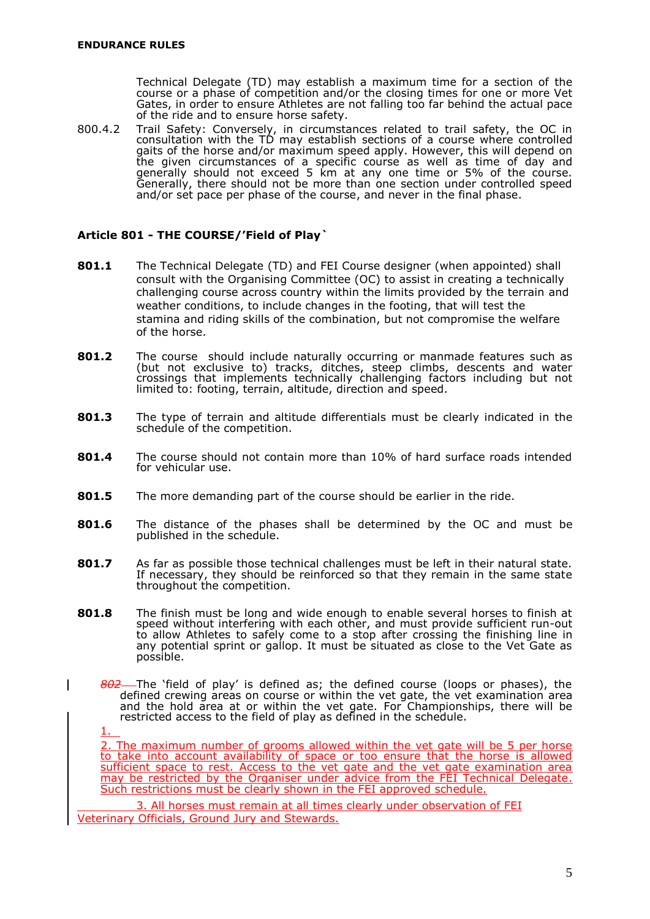Technical Delegate (TD) may establish a maximum time for a section of the course or a phase of competition and/or the closing times for one or more Vet Gates, in order to ensure Athletes are not falling too far behind the actual pace of the ride and to ensure horse safety.

800.4.2 Trail Safety: Conversely, in circumstances related to trail safety, the OC in consultation with the TD may establish sections of a course where controlled gaits of the horse and/or maximum speed apply. However, this will depend on the given circumstances of a specific course as well as time of day and generally should not exceed 5 km at any one time or 5% of the course. Generally, there should not be more than one section under controlled speed and/or set pace per phase of the course, and never in the final phase.

## Article 801 - THE COURSE/'Field of Play`

**801.1** The Technical Delegate (TD) and FEI Course designer (when appointed) shall consult with the Organising Committee (OC) to assist in creating a technically challenging course across country within the limits provided by the terrain and weather conditions, to include changes in the footing, that will test the stamina and riding skills of the combination, but not compromise the welfare of the horse.

**801.2** The course should include naturally occurring or manmade features such as (but not exclusive to) tracks, ditches, steep climbs, descents and water crossings that implements technically challenging factors including but not limited to: footing, terrain, altitude, direction and speed.

**801.3** The type of terrain and altitude differentials must be clearly indicated in the schedule of the competition.

**801.4** The course should not contain more than 10% of hard surface roads intended for vehicular use.

**801.5** The more demanding part of the course should be earlier in the ride.

**801.6** The distance of the phases shall be determined by the OC and must be published in the schedule.

**801.7** As far as possible those technical challenges must be left in their natural state. If necessary, they should be reinforced so that they remain in the same state throughout the competition.

**801.8** The finish must be long and wide enough to enable several horses to finish at speed without interfering with each other, and must provide sufficient run-out to allow Athletes to safely come to a stop after crossing the finishing line in any potential sprint or gallop. It must be situated as close to the Vet Gate as possible.

~~802~~ The 'field of play' is defined as; the defined course (loops or phases), the defined crewing areas on course or within the vet gate, the vet examination area and the hold area at or within the vet gate. For Championships, there will be restricted access to the field of play as defined in the schedule.

1.

2. The maximum number of grooms allowed within the vet gate will be 5 per horse to take into account availability of space or too ensure that the horse is allowed sufficient space to rest. Access to the vet gate and the vet gate examination area may be restricted by the Organiser under advice from the FEI Technical Delegate. Such restrictions must be clearly shown in the FEI approved schedule.

3. All horses must remain at all times clearly under observation of FEI Veterinary Officials, Ground Jury and Stewards.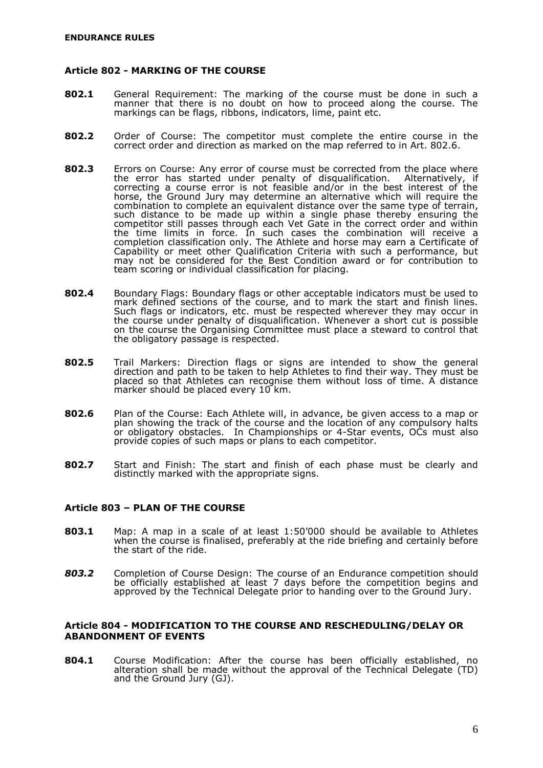**ENDURANCE RULES**

### Article 802 - MARKING OF THE COURSE

**802.1** General Requirement: The marking of the course must be done in such a manner that there is no doubt on how to proceed along the course. The markings can be flags, ribbons, indicators, lime, paint etc.

**802.2** Order of Course: The competitor must complete the entire course in the correct order and direction as marked on the map referred to in Art. 802.6.

**802.3** Errors on Course: Any error of course must be corrected from the place where the error has started under penalty of disqualification. Alternatively, if correcting a course error is not feasible and/or in the best interest of the horse, the Ground Jury may determine an alternative which will require the combination to complete an equivalent distance over the same type of terrain, such distance to be made up within a single phase thereby ensuring the competitor still passes through each Vet Gate in the correct order and within the time limits in force. In such cases the combination will receive a completion classification only. The Athlete and horse may earn a Certificate of Capability or meet other Qualification Criteria with such a performance, but may not be considered for the Best Condition award or for contribution to team scoring or individual classification for placing.

**802.4** Boundary Flags: Boundary flags or other acceptable indicators must be used to mark defined sections of the course, and to mark the start and finish lines. Such flags or indicators, etc. must be respected wherever they may occur in the course under penalty of disqualification. Whenever a short cut is possible on the course the Organising Committee must place a steward to control that the obligatory passage is respected.

**802.5** Trail Markers: Direction flags or signs are intended to show the general direction and path to be taken to help Athletes to find their way. They must be placed so that Athletes can recognise them without loss of time. A distance marker should be placed every 10 km.

**802.6** Plan of the Course: Each Athlete will, in advance, be given access to a map or plan showing the track of the course and the location of any compulsory halts or obligatory obstacles. In Championships or 4-Star events, OCs must also provide copies of such maps or plans to each competitor.

**802.7** Start and Finish: The start and finish of each phase must be clearly and distinctly marked with the appropriate signs.

### Article 803 – PLAN OF THE COURSE

**803.1** Map: A map in a scale of at least 1:50'000 should be available to Athletes when the course is finalised, preferably at the ride briefing and certainly before the start of the ride.

***803.2*** Completion of Course Design: The course of an Endurance competition should be officially established at least 7 days before the competition begins and approved by the Technical Delegate prior to handing over to the Ground Jury.

### Article 804 - MODIFICATION TO THE COURSE AND RESCHEDULING/DELAY OR ABANDONMENT OF EVENTS

**804.1** Course Modification: After the course has been officially established, no alteration shall be made without the approval of the Technical Delegate (TD) and the Ground Jury (GJ).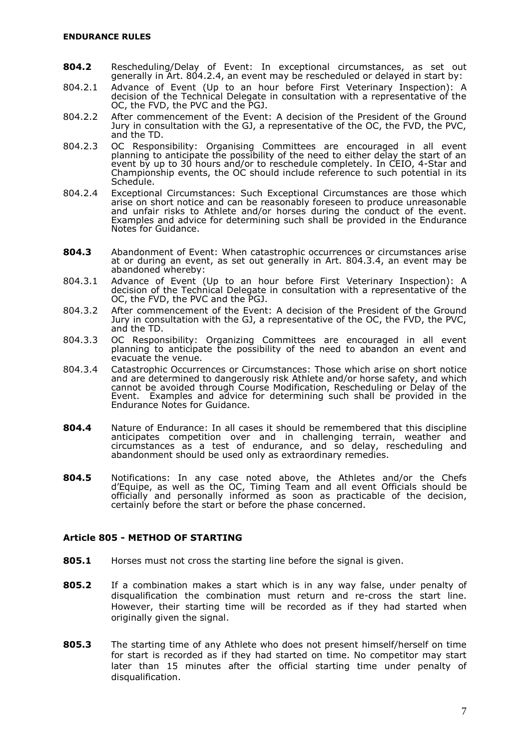**804.2** Rescheduling/Delay of Event: In exceptional circumstances, as set out generally in Art. 804.2.4, an event may be rescheduled or delayed in start by:

804.2.1 Advance of Event (Up to an hour before First Veterinary Inspection): A decision of the Technical Delegate in consultation with a representative of the OC, the FVD, the PVC and the PGJ.

804.2.2 After commencement of the Event: A decision of the President of the Ground Jury in consultation with the GJ, a representative of the OC, the FVD, the PVC, and the TD.

804.2.3 OC Responsibility: Organising Committees are encouraged in all event planning to anticipate the possibility of the need to either delay the start of an event by up to 30 hours and/or to reschedule completely. In CEIO, 4-Star and Championship events, the OC should include reference to such potential in its Schedule.

804.2.4 Exceptional Circumstances: Such Exceptional Circumstances are those which arise on short notice and can be reasonably foreseen to produce unreasonable and unfair risks to Athlete and/or horses during the conduct of the event. Examples and advice for determining such shall be provided in the Endurance Notes for Guidance.

**804.3** Abandonment of Event: When catastrophic occurrences or circumstances arise at or during an event, as set out generally in Art. 804.3.4, an event may be abandoned whereby:

804.3.1 Advance of Event (Up to an hour before First Veterinary Inspection): A decision of the Technical Delegate in consultation with a representative of the OC, the FVD, the PVC and the PGJ.

804.3.2 After commencement of the Event: A decision of the President of the Ground Jury in consultation with the GJ, a representative of the OC, the FVD, the PVC, and the TD.

804.3.3 OC Responsibility: Organizing Committees are encouraged in all event planning to anticipate the possibility of the need to abandon an event and evacuate the venue.

804.3.4 Catastrophic Occurrences or Circumstances: Those which arise on short notice and are determined to dangerously risk Athlete and/or horse safety, and which cannot be avoided through Course Modification, Rescheduling or Delay of the Event. Examples and advice for determining such shall be provided in the Endurance Notes for Guidance.

**804.4** Nature of Endurance: In all cases it should be remembered that this discipline anticipates competition over and in challenging terrain, weather and circumstances as a test of endurance, and so delay, rescheduling and abandonment should be used only as extraordinary remedies.

**804.5** Notifications: In any case noted above, the Athletes and/or the Chefs d'Equipe, as well as the OC, Timing Team and all event Officials should be officially and personally informed as soon as practicable of the decision, certainly before the start or before the phase concerned.

## Article 805 - METHOD OF STARTING

**805.1** Horses must not cross the starting line before the signal is given.

**805.2** If a combination makes a start which is in any way false, under penalty of disqualification the combination must return and re-cross the start line. However, their starting time will be recorded as if they had started when originally given the signal.

**805.3** The starting time of any Athlete who does not present himself/herself on time for start is recorded as if they had started on time. No competitor may start later than 15 minutes after the official starting time under penalty of disqualification.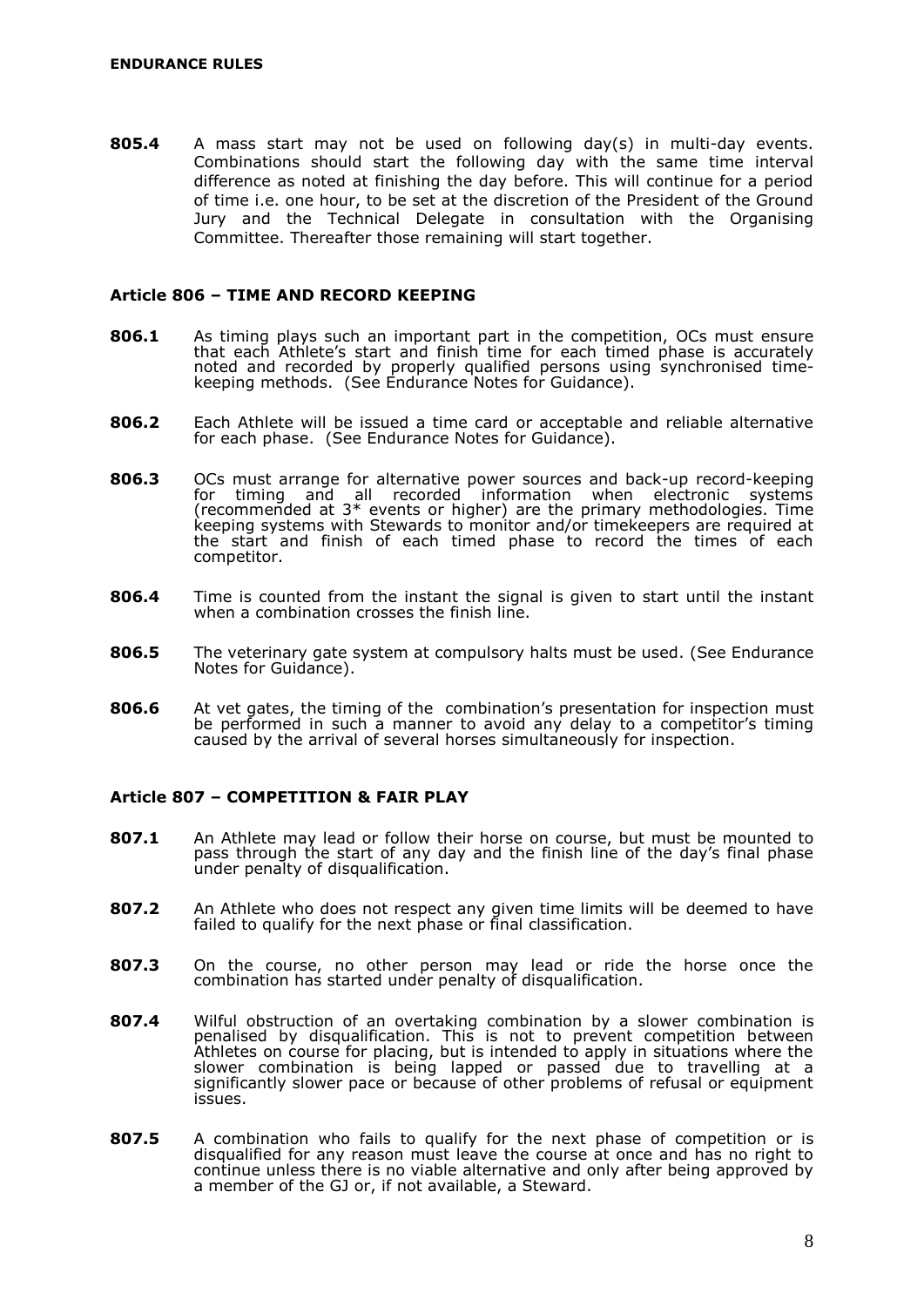**805.4** A mass start may not be used on following day(s) in multi-day events. Combinations should start the following day with the same time interval difference as noted at finishing the day before. This will continue for a period of time i.e. one hour, to be set at the discretion of the President of the Ground Jury and the Technical Delegate in consultation with the Organising Committee. Thereafter those remaining will start together.

### Article 806 – TIME AND RECORD KEEPING

**806.1** As timing plays such an important part in the competition, OCs must ensure that each Athlete's start and finish time for each timed phase is accurately noted and recorded by properly qualified persons using synchronised time-keeping methods. (See Endurance Notes for Guidance).

**806.2** Each Athlete will be issued a time card or acceptable and reliable alternative for each phase. (See Endurance Notes for Guidance).

**806.3** OCs must arrange for alternative power sources and back-up record-keeping for timing and all recorded information when electronic systems (recommended at 3* events or higher) are the primary methodologies. Time keeping systems with Stewards to monitor and/or timekeepers are required at the start and finish of each timed phase to record the times of each competitor.

**806.4** Time is counted from the instant the signal is given to start until the instant when a combination crosses the finish line.

**806.5** The veterinary gate system at compulsory halts must be used. (See Endurance Notes for Guidance).

**806.6** At vet gates, the timing of the combination's presentation for inspection must be performed in such a manner to avoid any delay to a competitor's timing caused by the arrival of several horses simultaneously for inspection.

### Article 807 – COMPETITION & FAIR PLAY

**807.1** An Athlete may lead or follow their horse on course, but must be mounted to pass through the start of any day and the finish line of the day's final phase under penalty of disqualification.

**807.2** An Athlete who does not respect any given time limits will be deemed to have failed to qualify for the next phase or final classification.

**807.3** On the course, no other person may lead or ride the horse once the combination has started under penalty of disqualification.

**807.4** Wilful obstruction of an overtaking combination by a slower combination is penalised by disqualification. This is not to prevent competition between Athletes on course for placing, but is intended to apply in situations where the slower combination is being lapped or passed due to travelling at a significantly slower pace or because of other problems of refusal or equipment issues.

**807.5** A combination who fails to qualify for the next phase of competition or is disqualified for any reason must leave the course at once and has no right to continue unless there is no viable alternative and only after being approved by a member of the GJ or, if not available, a Steward.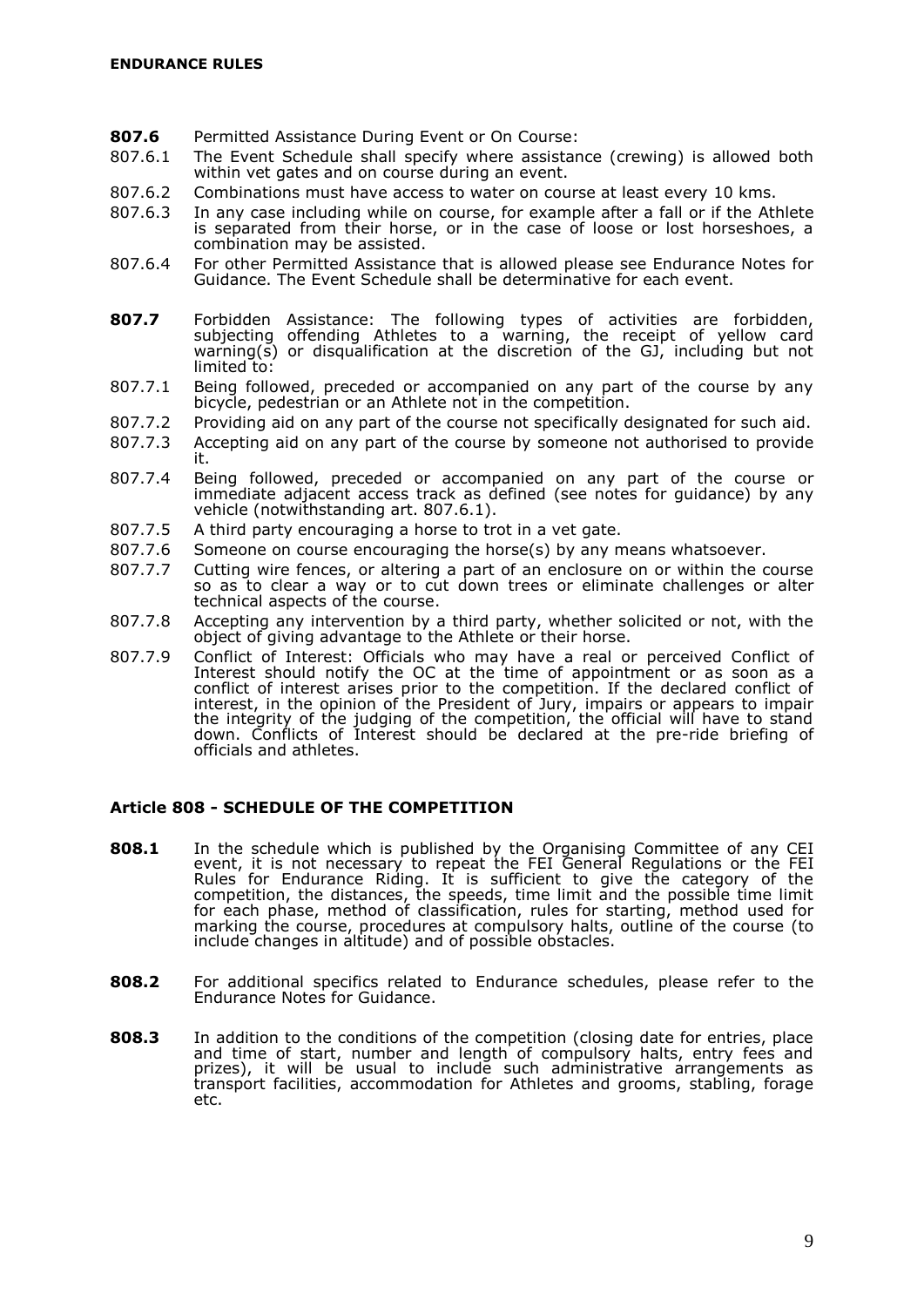**807.6** Permitted Assistance During Event or On Course:

807.6.1 The Event Schedule shall specify where assistance (crewing) is allowed both within vet gates and on course during an event.

807.6.2 Combinations must have access to water on course at least every 10 kms.

807.6.3 In any case including while on course, for example after a fall or if the Athlete is separated from their horse, or in the case of loose or lost horseshoes, a combination may be assisted.

807.6.4 For other Permitted Assistance that is allowed please see Endurance Notes for Guidance. The Event Schedule shall be determinative for each event.

**807.7** Forbidden Assistance: The following types of activities are forbidden, subjecting offending Athletes to a warning, the receipt of yellow card warning(s) or disqualification at the discretion of the GJ, including but not limited to:

807.7.1 Being followed, preceded or accompanied on any part of the course by any bicycle, pedestrian or an Athlete not in the competition.

807.7.2 Providing aid on any part of the course not specifically designated for such aid.

807.7.3 Accepting aid on any part of the course by someone not authorised to provide it.

807.7.4 Being followed, preceded or accompanied on any part of the course or immediate adjacent access track as defined (see notes for guidance) by any vehicle (notwithstanding art. 807.6.1).

807.7.5 A third party encouraging a horse to trot in a vet gate.

807.7.6 Someone on course encouraging the horse(s) by any means whatsoever.

807.7.7 Cutting wire fences, or altering a part of an enclosure on or within the course so as to clear a way or to cut down trees or eliminate challenges or alter technical aspects of the course.

807.7.8 Accepting any intervention by a third party, whether solicited or not, with the object of giving advantage to the Athlete or their horse.

807.7.9 Conflict of Interest: Officials who may have a real or perceived Conflict of Interest should notify the OC at the time of appointment or as soon as a conflict of interest arises prior to the competition. If the declared conflict of interest, in the opinion of the President of Jury, impairs or appears to impair the integrity of the judging of the competition, the official will have to stand down. Conflicts of Interest should be declared at the pre-ride briefing of officials and athletes.

## Article 808 - SCHEDULE OF THE COMPETITION

**808.1** In the schedule which is published by the Organising Committee of any CEI event, it is not necessary to repeat the FEI General Regulations or the FEI Rules for Endurance Riding. It is sufficient to give the category of the competition, the distances, the speeds, time limit and the possible time limit for each phase, method of classification, rules for starting, method used for marking the course, procedures at compulsory halts, outline of the course (to include changes in altitude) and of possible obstacles.

**808.2** For additional specifics related to Endurance schedules, please refer to the Endurance Notes for Guidance.

**808.3** In addition to the conditions of the competition (closing date for entries, place and time of start, number and length of compulsory halts, entry fees and prizes), it will be usual to include such administrative arrangements as transport facilities, accommodation for Athletes and grooms, stabling, forage etc.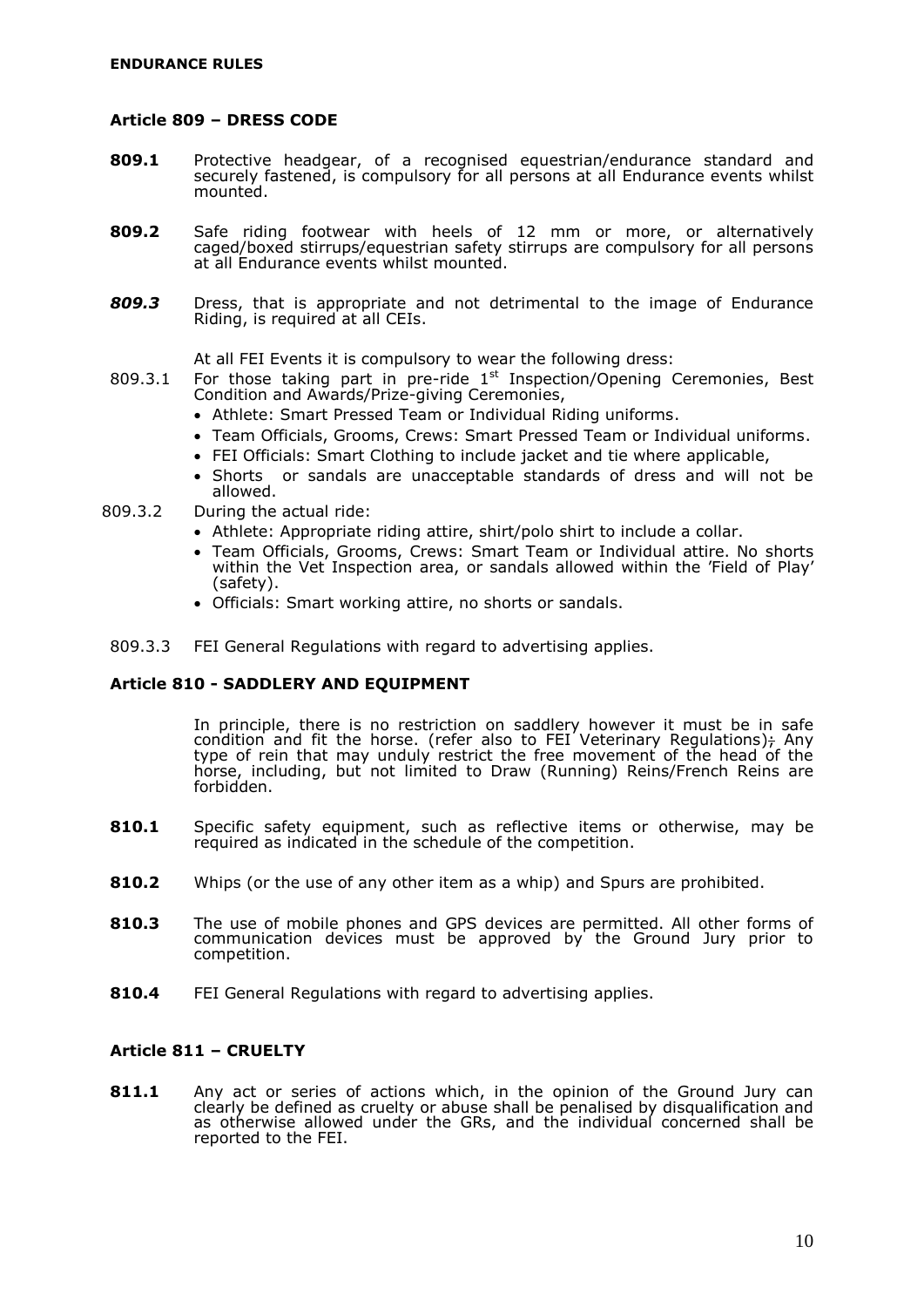## Article 809 – DRESS CODE

**809.1** Protective headgear, of a recognised equestrian/endurance standard and securely fastened, is compulsory for all persons at all Endurance events whilst mounted.

**809.2** Safe riding footwear with heels of 12 mm or more, or alternatively caged/boxed stirrups/equestrian safety stirrups are compulsory for all persons at all Endurance events whilst mounted.

***809.3*** Dress, that is appropriate and not detrimental to the image of Endurance Riding, is required at all CEIs.

At all FEI Events it is compulsory to wear the following dress:

809.3.1 For those taking part in pre-ride 1st Inspection/Opening Ceremonies, Best Condition and Awards/Prize-giving Ceremonies,

- Athlete: Smart Pressed Team or Individual Riding uniforms.
- Team Officials, Grooms, Crews: Smart Pressed Team or Individual uniforms.
- FEI Officials: Smart Clothing to include jacket and tie where applicable,
- Shorts or sandals are unacceptable standards of dress and will not be allowed.

809.3.2 During the actual ride:

- Athlete: Appropriate riding attire, shirt/polo shirt to include a collar.
- Team Officials, Grooms, Crews: Smart Team or Individual attire. No shorts within the Vet Inspection area, or sandals allowed within the 'Field of Play' (safety).
- Officials: Smart working attire, no shorts or sandals.

809.3.3 FEI General Regulations with regard to advertising applies.

## Article 810 - SADDLERY AND EQUIPMENT

In principle, there is no restriction on saddlery however it must be in safe condition and fit the horse. (refer also to FEI Veterinary Regulations); Any type of rein that may unduly restrict the free movement of the head of the horse, including, but not limited to Draw (Running) Reins/French Reins are forbidden.

**810.1** Specific safety equipment, such as reflective items or otherwise, may be required as indicated in the schedule of the competition.

**810.2** Whips (or the use of any other item as a whip) and Spurs are prohibited.

**810.3** The use of mobile phones and GPS devices are permitted. All other forms of communication devices must be approved by the Ground Jury prior to competition.

**810.4** FEI General Regulations with regard to advertising applies.

## Article 811 – CRUELTY

**811.1** Any act or series of actions which, in the opinion of the Ground Jury can clearly be defined as cruelty or abuse shall be penalised by disqualification and as otherwise allowed under the GRs, and the individual concerned shall be reported to the FEI.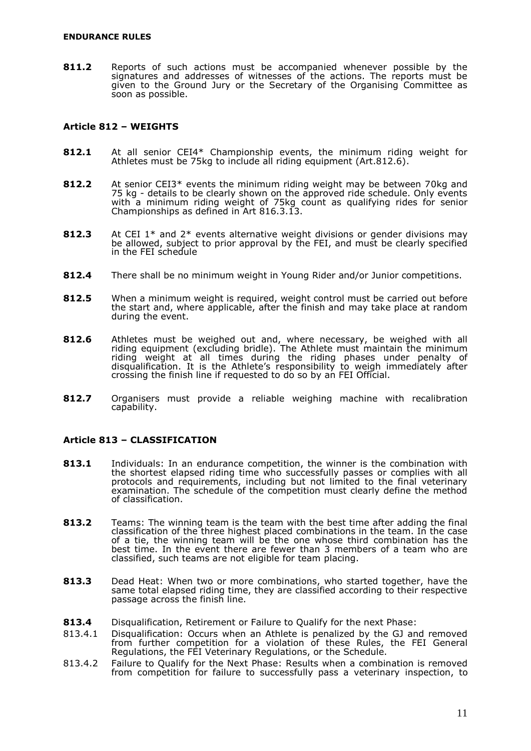**811.2** Reports of such actions must be accompanied whenever possible by the signatures and addresses of witnesses of the actions. The reports must be given to the Ground Jury or the Secretary of the Organising Committee as soon as possible.

### Article 812 – WEIGHTS

**812.1** At all senior CEI4* Championship events, the minimum riding weight for Athletes must be 75kg to include all riding equipment (Art.812.6).

**812.2** At senior CEI3* events the minimum riding weight may be between 70kg and 75 kg - details to be clearly shown on the approved ride schedule. Only events with a minimum riding weight of 75kg count as qualifying rides for senior Championships as defined in Art 816.3.13.

**812.3** At CEI 1* and 2* events alternative weight divisions or gender divisions may be allowed, subject to prior approval by the FEI, and must be clearly specified in the FEI schedule

**812.4** There shall be no minimum weight in Young Rider and/or Junior competitions.

**812.5** When a minimum weight is required, weight control must be carried out before the start and, where applicable, after the finish and may take place at random during the event.

**812.6** Athletes must be weighed out and, where necessary, be weighed with all riding equipment (excluding bridle). The Athlete must maintain the minimum riding weight at all times during the riding phases under penalty of disqualification. It is the Athlete's responsibility to weigh immediately after crossing the finish line if requested to do so by an FEI Official.

**812.7** Organisers must provide a reliable weighing machine with recalibration capability.

### Article 813 – CLASSIFICATION

**813.1** Individuals: In an endurance competition, the winner is the combination with the shortest elapsed riding time who successfully passes or complies with all protocols and requirements, including but not limited to the final veterinary examination. The schedule of the competition must clearly define the method of classification.

**813.2** Teams: The winning team is the team with the best time after adding the final classification of the three highest placed combinations in the team. In the case of a tie, the winning team will be the one whose third combination has the best time. In the event there are fewer than 3 members of a team who are classified, such teams are not eligible for team placing.

**813.3** Dead Heat: When two or more combinations, who started together, have the same total elapsed riding time, they are classified according to their respective passage across the finish line.

**813.4** Disqualification, Retirement or Failure to Qualify for the next Phase:

813.4.1 Disqualification: Occurs when an Athlete is penalized by the GJ and removed from further competition for a violation of these Rules, the FEI General Regulations, the FEI Veterinary Regulations, or the Schedule.

813.4.2 Failure to Qualify for the Next Phase: Results when a combination is removed from competition for failure to successfully pass a veterinary inspection, to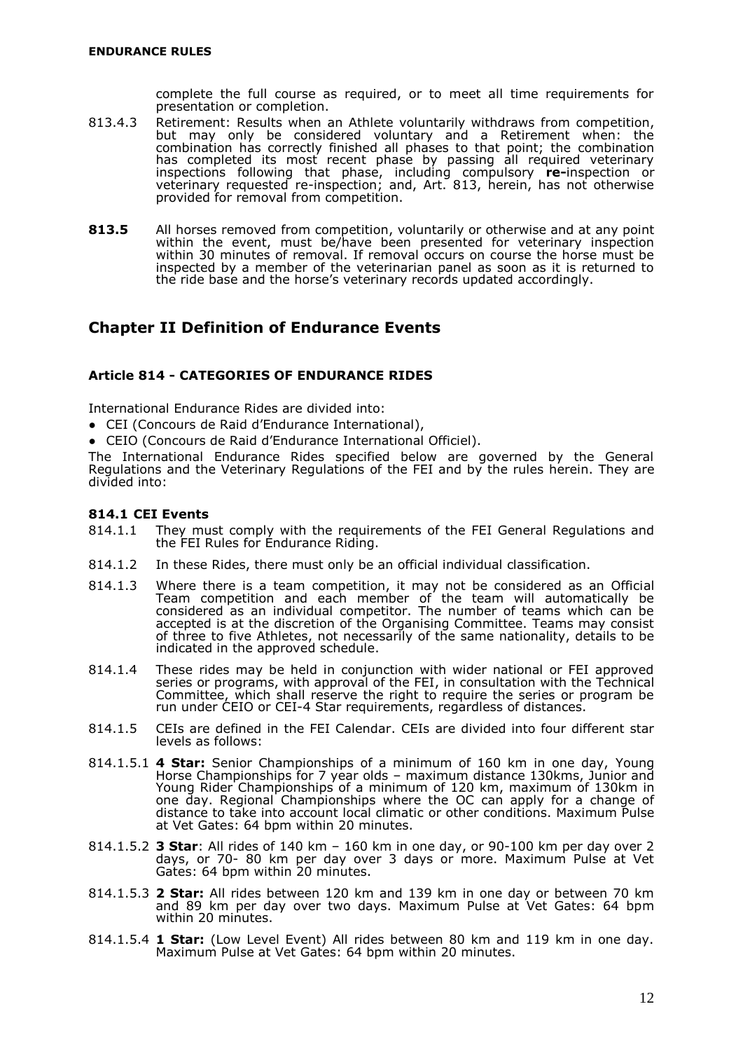complete the full course as required, or to meet all time requirements for presentation or completion.

813.4.3 Retirement: Results when an Athlete voluntarily withdraws from competition, but may only be considered voluntary and a Retirement when: the combination has correctly finished all phases to that point; the combination has completed its most recent phase by passing all required veterinary inspections following that phase, including compulsory **re-**inspection or veterinary requested re-inspection; and, Art. 813, herein, has not otherwise provided for removal from competition.

**813.5** All horses removed from competition, voluntarily or otherwise and at any point within the event, must be/have been presented for veterinary inspection within 30 minutes of removal. If removal occurs on course the horse must be inspected by a member of the veterinarian panel as soon as it is returned to the ride base and the horse's veterinary records updated accordingly.

## Chapter II Definition of Endurance Events

### Article 814 - CATEGORIES OF ENDURANCE RIDES

International Endurance Rides are divided into:

- CEI (Concours de Raid d'Endurance International),
- CEIO (Concours de Raid d'Endurance International Officiel).

The International Endurance Rides specified below are governed by the General Regulations and the Veterinary Regulations of the FEI and by the rules herein. They are divided into:

#### 814.1 CEI Events

814.1.1 They must comply with the requirements of the FEI General Regulations and the FEI Rules for Endurance Riding.

814.1.2 In these Rides, there must only be an official individual classification.

814.1.3 Where there is a team competition, it may not be considered as an Official Team competition and each member of the team will automatically be considered as an individual competitor. The number of teams which can be accepted is at the discretion of the Organising Committee. Teams may consist of three to five Athletes, not necessarily of the same nationality, details to be indicated in the approved schedule.

814.1.4 These rides may be held in conjunction with wider national or FEI approved series or programs, with approval of the FEI, in consultation with the Technical Committee, which shall reserve the right to require the series or program be run under CEIO or CEI-4 Star requirements, regardless of distances.

814.1.5 CEIs are defined in the FEI Calendar. CEIs are divided into four different star levels as follows:

814.1.5.1 **4 Star:** Senior Championships of a minimum of 160 km in one day, Young Horse Championships for 7 year olds – maximum distance 130kms, Junior and Young Rider Championships of a minimum of 120 km, maximum of 130km in one day. Regional Championships where the OC can apply for a change of distance to take into account local climatic or other conditions. Maximum Pulse at Vet Gates: 64 bpm within 20 minutes.

814.1.5.2 **3 Star**: All rides of 140 km – 160 km in one day, or 90-100 km per day over 2 days, or 70- 80 km per day over 3 days or more. Maximum Pulse at Vet Gates: 64 bpm within 20 minutes.

814.1.5.3 **2 Star:** All rides between 120 km and 139 km in one day or between 70 km and 89 km per day over two days. Maximum Pulse at Vet Gates: 64 bpm within 20 minutes.

814.1.5.4 **1 Star:** (Low Level Event) All rides between 80 km and 119 km in one day. Maximum Pulse at Vet Gates: 64 bpm within 20 minutes.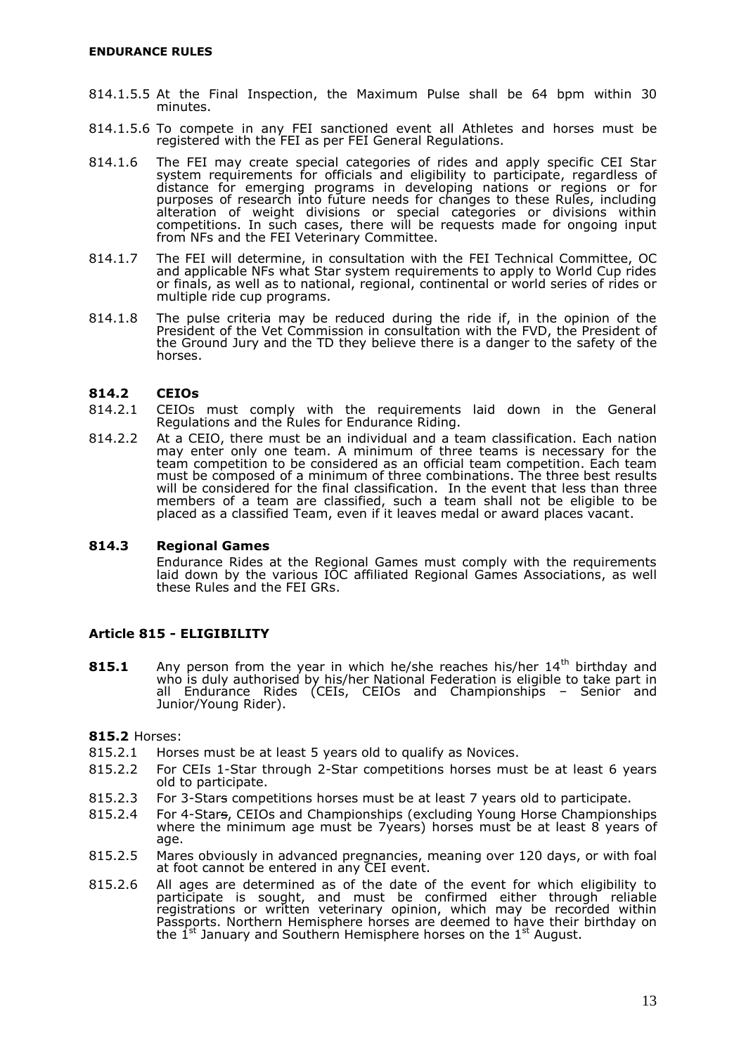814.1.5.5 At the Final Inspection, the Maximum Pulse shall be 64 bpm within 30 minutes.

814.1.5.6 To compete in any FEI sanctioned event all Athletes and horses must be registered with the FEI as per FEI General Regulations.

814.1.6 The FEI may create special categories of rides and apply specific CEI Star system requirements for officials and eligibility to participate, regardless of distance for emerging programs in developing nations or regions or for purposes of research into future needs for changes to these Rules, including alteration of weight divisions or special categories or divisions within competitions. In such cases, there will be requests made for ongoing input from NFs and the FEI Veterinary Committee.

814.1.7 The FEI will determine, in consultation with the FEI Technical Committee, OC and applicable NFs what Star system requirements to apply to World Cup rides or finals, as well as to national, regional, continental or world series of rides or multiple ride cup programs.

814.1.8 The pulse criteria may be reduced during the ride if, in the opinion of the President of the Vet Commission in consultation with the FVD, the President of the Ground Jury and the TD they believe there is a danger to the safety of the horses.

### 814.2 CEIOs

814.2.1 CEIOs must comply with the requirements laid down in the General Regulations and the Rules for Endurance Riding.

814.2.2 At a CEIO, there must be an individual and a team classification. Each nation may enter only one team. A minimum of three teams is necessary for the team competition to be considered as an official team competition. Each team must be composed of a minimum of three combinations. The three best results will be considered for the final classification. In the event that less than three members of a team are classified, such a team shall not be eligible to be placed as a classified Team, even if it leaves medal or award places vacant.

### 814.3 Regional Games

Endurance Rides at the Regional Games must comply with the requirements laid down by the various IOC affiliated Regional Games Associations, as well these Rules and the FEI GRs.

## Article 815 - ELIGIBILITY

**815.1** Any person from the year in which he/she reaches his/her 14th birthday and who is duly authorised by his/her National Federation is eligible to take part in all Endurance Rides (CEIs, CEIOs and Championships – Senior and Junior/Young Rider).

**815.2** Horses:

815.2.1 Horses must be at least 5 years old to qualify as Novices.

815.2.2 For CEIs 1-Star through 2-Star competitions horses must be at least 6 years old to participate.

815.2.3 For 3-Stars competitions horses must be at least 7 years old to participate.

815.2.4 For 4-Stars, CEIOs and Championships (excluding Young Horse Championships where the minimum age must be 7years) horses must be at least 8 years of age.

815.2.5 Mares obviously in advanced pregnancies, meaning over 120 days, or with foal at foot cannot be entered in any CEI event.

815.2.6 All ages are determined as of the date of the event for which eligibility to participate is sought, and must be confirmed either through reliable registrations or written veterinary opinion, which may be recorded within Passports. Northern Hemisphere horses are deemed to have their birthday on the 1st January and Southern Hemisphere horses on the 1st August.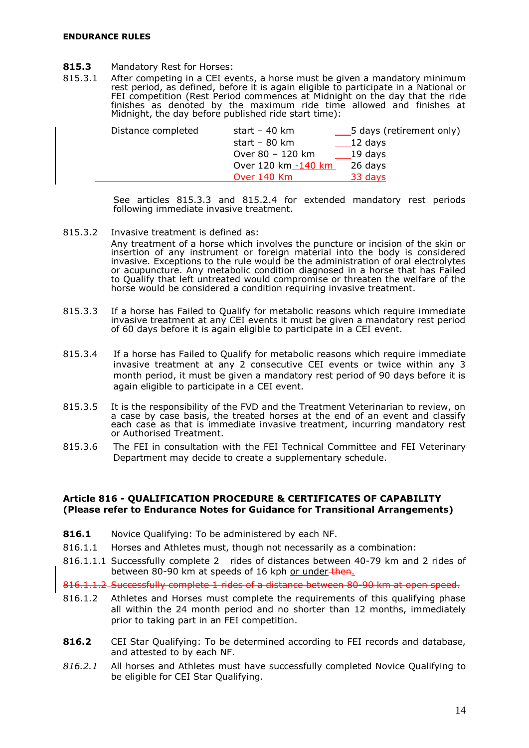**815.3** Mandatory Rest for Horses:

815.3.1 After competing in a CEI events, a horse must be given a mandatory minimum rest period, as defined, before it is again eligible to participate in a National or FEI competition (Rest Period commences at Midnight on the day that the ride finishes as denoted by the maximum ride time allowed and finishes at Midnight, the day before published ride start time):

| Distance completed | | |
|---|---|---|
| | start – 40 km | 5 days (retirement only) |
| | start – 80 km | 12 days |
| | Over 80 – 120 km | 19 days |
| | Over 120 km -140 km | 26 days |
| | Over 140 Km | 33 days |

See articles 815.3.3 and 815.2.4 for extended mandatory rest periods following immediate invasive treatment.

815.3.2 Invasive treatment is defined as:

Any treatment of a horse which involves the puncture or incision of the skin or insertion of any instrument or foreign material into the body is considered invasive. Exceptions to the rule would be the administration of oral electrolytes or acupuncture. Any metabolic condition diagnosed in a horse that has Failed to Qualify that left untreated would compromise or threaten the welfare of the horse would be considered a condition requiring invasive treatment.

815.3.3 If a horse has Failed to Qualify for metabolic reasons which require immediate invasive treatment at any CEI events it must be given a mandatory rest period of 60 days before it is again eligible to participate in a CEI event.

815.3.4 If a horse has Failed to Qualify for metabolic reasons which require immediate invasive treatment at any 2 consecutive CEI events or twice within any 3 month period, it must be given a mandatory rest period of 90 days before it is again eligible to participate in a CEI event.

815.3.5 It is the responsibility of the FVD and the Treatment Veterinarian to review, on a case by case basis, the treated horses at the end of an event and classify each case ~~as~~ that is immediate invasive treatment, incurring mandatory rest or Authorised Treatment.

815.3.6 The FEI in consultation with the FEI Technical Committee and FEI Veterinary Department may decide to create a supplementary schedule.

## Article 816 - QUALIFICATION PROCEDURE & CERTIFICATES OF CAPABILITY (Please refer to Endurance Notes for Guidance for Transitional Arrangements)

**816.1** Novice Qualifying: To be administered by each NF.

816.1.1 Horses and Athletes must, though not necessarily as a combination:

816.1.1.1 Successfully complete 2 rides of distances between 40-79 km and 2 rides of between 80-90 km at speeds of 16 kph or under ~~then~~.

~~816.1.1.2 Successfully complete 1 rides of a distance between 80-90 km at open speed.~~

816.1.2 Athletes and Horses must complete the requirements of this qualifying phase all within the 24 month period and no shorter than 12 months, immediately prior to taking part in an FEI competition.

**816.2** CEI Star Qualifying: To be determined according to FEI records and database, and attested to by each NF.

*816.2.1* All horses and Athletes must have successfully completed Novice Qualifying to be eligible for CEI Star Qualifying.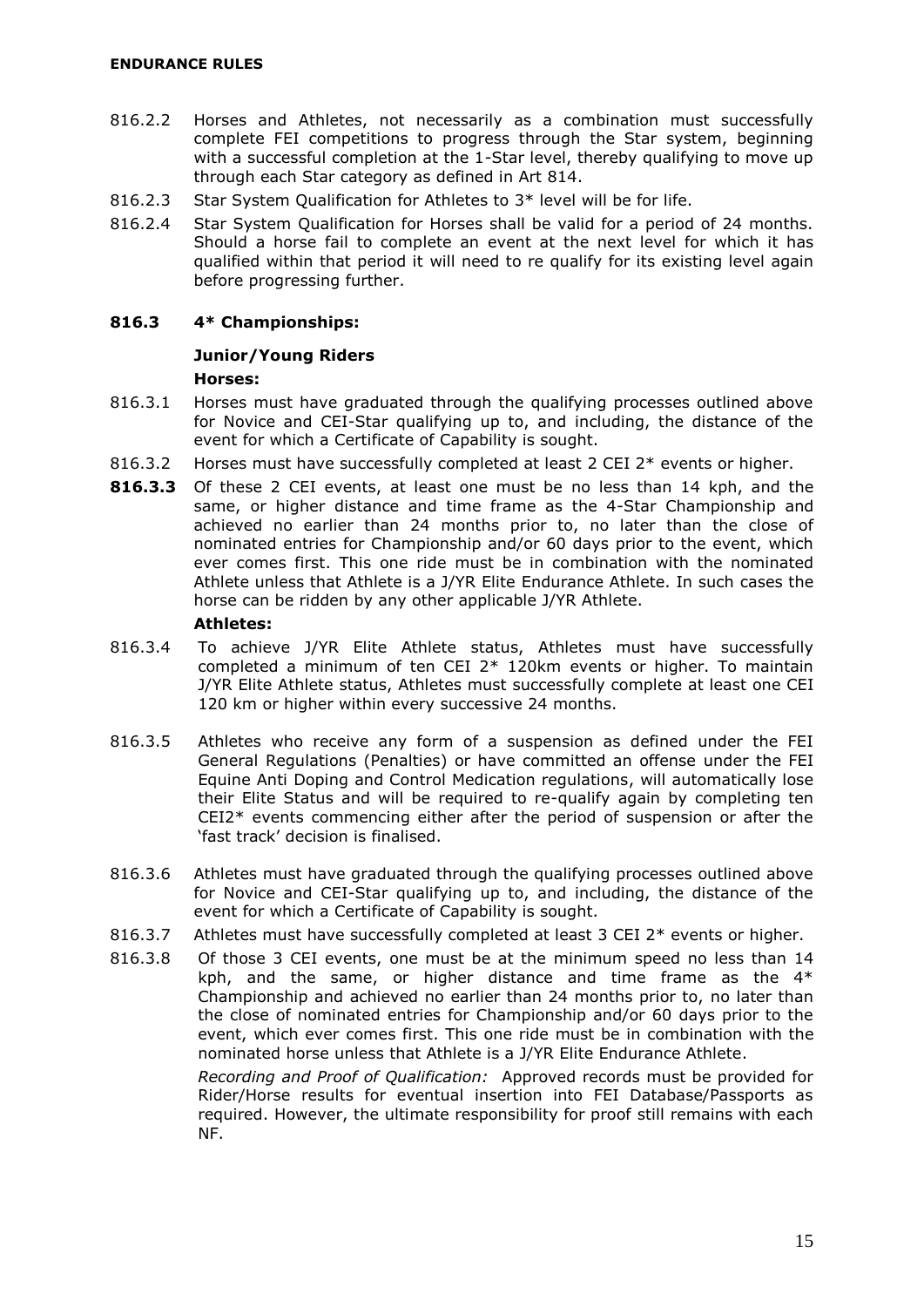816.2.2 Horses and Athletes, not necessarily as a combination must successfully complete FEI competitions to progress through the Star system, beginning with a successful completion at the 1-Star level, thereby qualifying to move up through each Star category as defined in Art 814.

816.2.3 Star System Qualification for Athletes to 3* level will be for life.

816.2.4 Star System Qualification for Horses shall be valid for a period of 24 months. Should a horse fail to complete an event at the next level for which it has qualified within that period it will need to re qualify for its existing level again before progressing further.

### 816.3 4* Championships:

**Junior/Young Riders**

**Horses:**

816.3.1 Horses must have graduated through the qualifying processes outlined above for Novice and CEI-Star qualifying up to, and including, the distance of the event for which a Certificate of Capability is sought.

816.3.2 Horses must have successfully completed at least 2 CEI 2* events or higher.

**816.3.3** Of these 2 CEI events, at least one must be no less than 14 kph, and the same, or higher distance and time frame as the 4-Star Championship and achieved no earlier than 24 months prior to, no later than the close of nominated entries for Championship and/or 60 days prior to the event, which ever comes first. This one ride must be in combination with the nominated Athlete unless that Athlete is a J/YR Elite Endurance Athlete. In such cases the horse can be ridden by any other applicable J/YR Athlete.

**Athletes:**

816.3.4 To achieve J/YR Elite Athlete status, Athletes must have successfully completed a minimum of ten CEI 2* 120km events or higher. To maintain J/YR Elite Athlete status, Athletes must successfully complete at least one CEI 120 km or higher within every successive 24 months.

816.3.5 Athletes who receive any form of a suspension as defined under the FEI General Regulations (Penalties) or have committed an offense under the FEI Equine Anti Doping and Control Medication regulations, will automatically lose their Elite Status and will be required to re-qualify again by completing ten CEI2* events commencing either after the period of suspension or after the 'fast track' decision is finalised.

816.3.6 Athletes must have graduated through the qualifying processes outlined above for Novice and CEI-Star qualifying up to, and including, the distance of the event for which a Certificate of Capability is sought.

816.3.7 Athletes must have successfully completed at least 3 CEI 2* events or higher.

816.3.8 Of those 3 CEI events, one must be at the minimum speed no less than 14 kph, and the same, or higher distance and time frame as the 4* Championship and achieved no earlier than 24 months prior to, no later than the close of nominated entries for Championship and/or 60 days prior to the event, which ever comes first. This one ride must be in combination with the nominated horse unless that Athlete is a J/YR Elite Endurance Athlete.

*Recording and Proof of Qualification:* Approved records must be provided for Rider/Horse results for eventual insertion into FEI Database/Passports as required. However, the ultimate responsibility for proof still remains with each NF.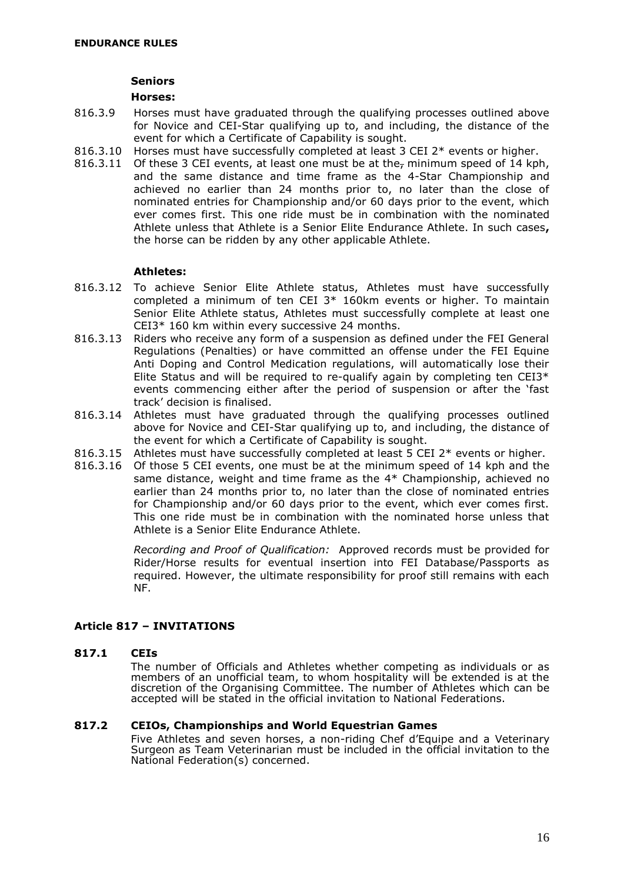**Seniors**

**Horses:**

816.3.9 Horses must have graduated through the qualifying processes outlined above for Novice and CEI-Star qualifying up to, and including, the distance of the event for which a Certificate of Capability is sought.

816.3.10 Horses must have successfully completed at least 3 CEI 2* events or higher.

816.3.11 Of these 3 CEI events, at least one must be at the, minimum speed of 14 kph, and the same distance and time frame as the 4-Star Championship and achieved no earlier than 24 months prior to, no later than the close of nominated entries for Championship and/or 60 days prior to the event, which ever comes first. This one ride must be in combination with the nominated Athlete unless that Athlete is a Senior Elite Endurance Athlete. In such cases**,** the horse can be ridden by any other applicable Athlete.

**Athletes:**

816.3.12 To achieve Senior Elite Athlete status, Athletes must have successfully completed a minimum of ten CEI 3* 160km events or higher. To maintain Senior Elite Athlete status, Athletes must successfully complete at least one CEI3* 160 km within every successive 24 months.

816.3.13 Riders who receive any form of a suspension as defined under the FEI General Regulations (Penalties) or have committed an offense under the FEI Equine Anti Doping and Control Medication regulations, will automatically lose their Elite Status and will be required to re-qualify again by completing ten CEI3* events commencing either after the period of suspension or after the 'fast track' decision is finalised.

816.3.14 Athletes must have graduated through the qualifying processes outlined above for Novice and CEI-Star qualifying up to, and including, the distance of the event for which a Certificate of Capability is sought.

816.3.15 Athletes must have successfully completed at least 5 CEI 2* events or higher.

816.3.16 Of those 5 CEI events, one must be at the minimum speed of 14 kph and the same distance, weight and time frame as the 4* Championship, achieved no earlier than 24 months prior to, no later than the close of nominated entries for Championship and/or 60 days prior to the event, which ever comes first. This one ride must be in combination with the nominated horse unless that Athlete is a Senior Elite Endurance Athlete.

*Recording and Proof of Qualification:* Approved records must be provided for Rider/Horse results for eventual insertion into FEI Database/Passports as required. However, the ultimate responsibility for proof still remains with each NF.

## Article 817 – INVITATIONS

### 817.1 CEIs

The number of Officials and Athletes whether competing as individuals or as members of an unofficial team, to whom hospitality will be extended is at the discretion of the Organising Committee. The number of Athletes which can be accepted will be stated in the official invitation to National Federations.

### 817.2 CEIOs, Championships and World Equestrian Games

Five Athletes and seven horses, a non-riding Chef d'Equipe and a Veterinary Surgeon as Team Veterinarian must be included in the official invitation to the National Federation(s) concerned.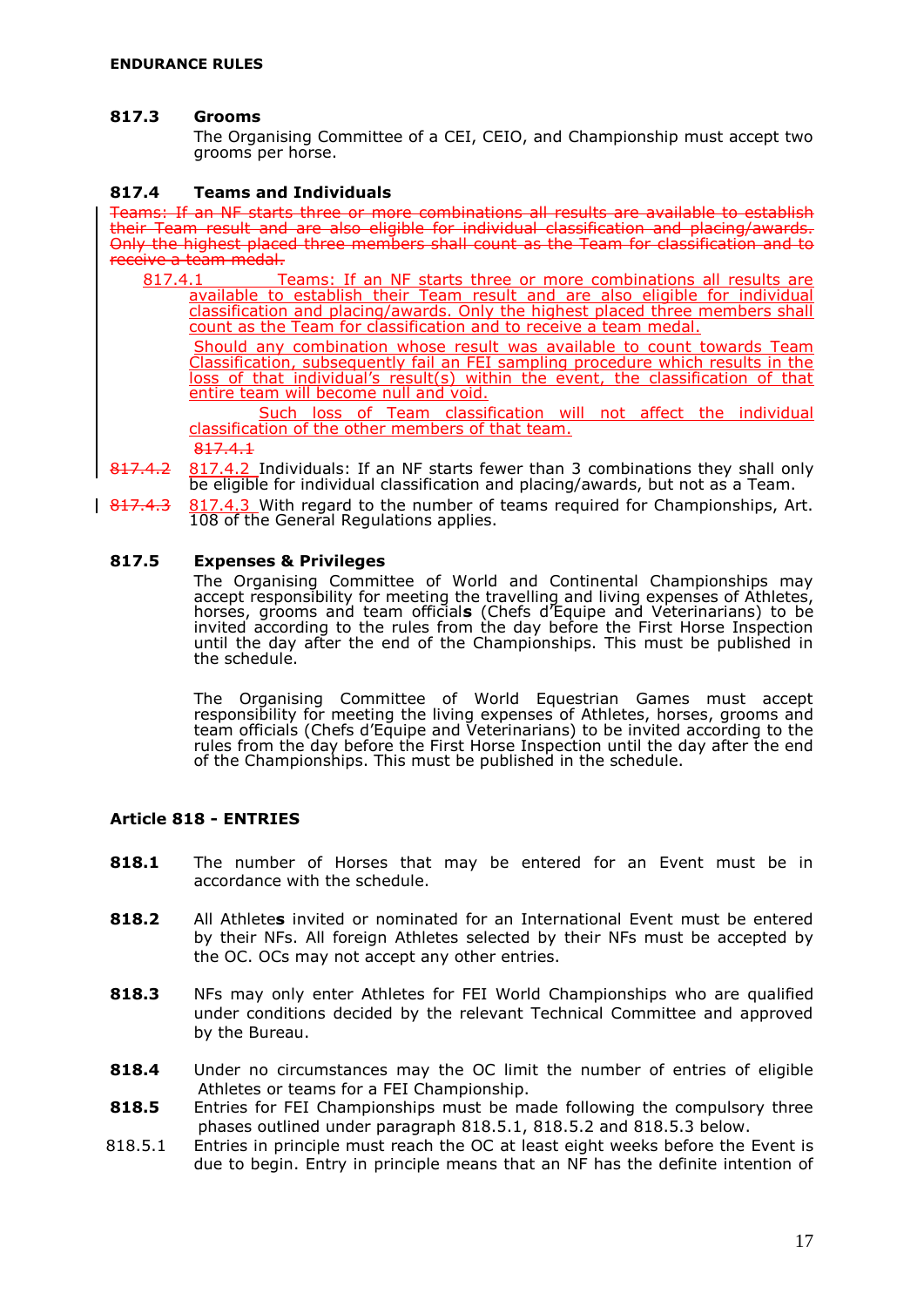### 817.3 Grooms

The Organising Committee of a CEI, CEIO, and Championship must accept two grooms per horse.

### 817.4 Teams and Individuals

~~Teams: If an NF starts three or more combinations all results are available to establish their Team result and are also eligible for individual classification and placing/awards. Only the highest placed three members shall count as the Team for classification and to receive a team medal.~~

817.4.1 Teams: If an NF starts three or more combinations all results are available to establish their Team result and are also eligible for individual classification and placing/awards. Only the highest placed three members shall count as the Team for classification and to receive a team medal.

Should any combination whose result was available to count towards Team Classification, subsequently fail an FEI sampling procedure which results in the loss of that individual's result(s) within the event, the classification of that entire team will become null and void.

Such loss of Team classification will not affect the individual classification of the other members of that team.

~~817.4.1~~

~~817.4.2~~ 817.4.2 Individuals: If an NF starts fewer than 3 combinations they shall only be eligible for individual classification and placing/awards, but not as a Team.

~~817.4.3~~ 817.4.3 With regard to the number of teams required for Championships, Art. 108 of the General Regulations applies.

### 817.5 Expenses & Privileges

The Organising Committee of World and Continental Championships may accept responsibility for meeting the travelling and living expenses of Athletes, horses, grooms and team official**s** (Chefs d'Equipe and Veterinarians) to be invited according to the rules from the day before the First Horse Inspection until the day after the end of the Championships. This must be published in the schedule.

The Organising Committee of World Equestrian Games must accept responsibility for meeting the living expenses of Athletes, horses, grooms and team officials (Chefs d'Equipe and Veterinarians) to be invited according to the rules from the day before the First Horse Inspection until the day after the end of the Championships. This must be published in the schedule.

## Article 818 - ENTRIES

**818.1** The number of Horses that may be entered for an Event must be in accordance with the schedule.

**818.2** All Athlete**s** invited or nominated for an International Event must be entered by their NFs. All foreign Athletes selected by their NFs must be accepted by the OC. OCs may not accept any other entries.

**818.3** NFs may only enter Athletes for FEI World Championships who are qualified under conditions decided by the relevant Technical Committee and approved by the Bureau.

**818.4** Under no circumstances may the OC limit the number of entries of eligible Athletes or teams for a FEI Championship.

**818.5** Entries for FEI Championships must be made following the compulsory three phases outlined under paragraph 818.5.1, 818.5.2 and 818.5.3 below.

818.5.1 Entries in principle must reach the OC at least eight weeks before the Event is due to begin. Entry in principle means that an NF has the definite intention of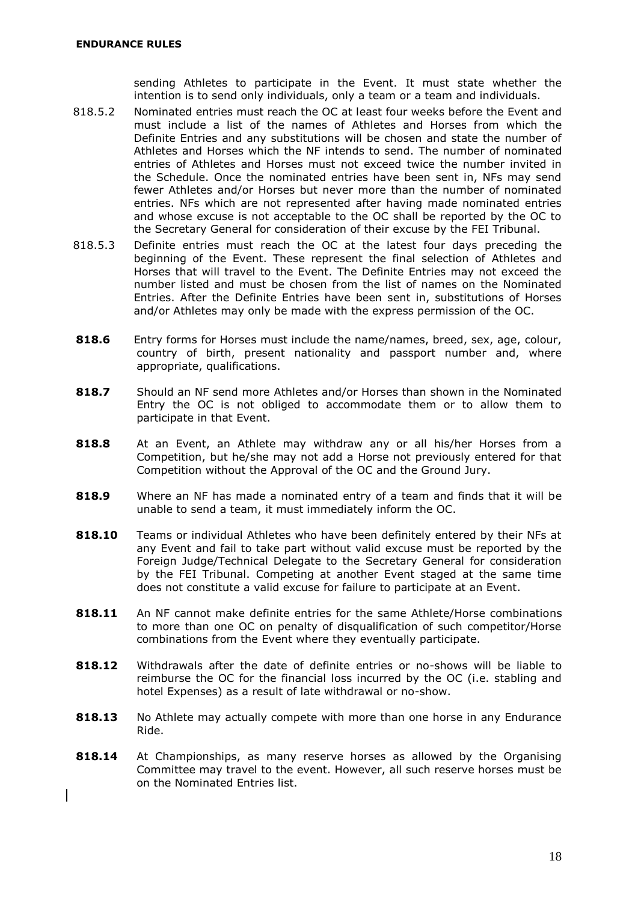sending Athletes to participate in the Event. It must state whether the intention is to send only individuals, only a team or a team and individuals.

818.5.2 Nominated entries must reach the OC at least four weeks before the Event and must include a list of the names of Athletes and Horses from which the Definite Entries and any substitutions will be chosen and state the number of Athletes and Horses which the NF intends to send. The number of nominated entries of Athletes and Horses must not exceed twice the number invited in the Schedule. Once the nominated entries have been sent in, NFs may send fewer Athletes and/or Horses but never more than the number of nominated entries. NFs which are not represented after having made nominated entries and whose excuse is not acceptable to the OC shall be reported by the OC to the Secretary General for consideration of their excuse by the FEI Tribunal.

818.5.3 Definite entries must reach the OC at the latest four days preceding the beginning of the Event. These represent the final selection of Athletes and Horses that will travel to the Event. The Definite Entries may not exceed the number listed and must be chosen from the list of names on the Nominated Entries. After the Definite Entries have been sent in, substitutions of Horses and/or Athletes may only be made with the express permission of the OC.

**818.6** Entry forms for Horses must include the name/names, breed, sex, age, colour, country of birth, present nationality and passport number and, where appropriate, qualifications.

**818.7** Should an NF send more Athletes and/or Horses than shown in the Nominated Entry the OC is not obliged to accommodate them or to allow them to participate in that Event.

**818.8** At an Event, an Athlete may withdraw any or all his/her Horses from a Competition, but he/she may not add a Horse not previously entered for that Competition without the Approval of the OC and the Ground Jury.

**818.9** Where an NF has made a nominated entry of a team and finds that it will be unable to send a team, it must immediately inform the OC.

**818.10** Teams or individual Athletes who have been definitely entered by their NFs at any Event and fail to take part without valid excuse must be reported by the Foreign Judge/Technical Delegate to the Secretary General for consideration by the FEI Tribunal. Competing at another Event staged at the same time does not constitute a valid excuse for failure to participate at an Event.

**818.11** An NF cannot make definite entries for the same Athlete/Horse combinations to more than one OC on penalty of disqualification of such competitor/Horse combinations from the Event where they eventually participate.

**818.12** Withdrawals after the date of definite entries or no-shows will be liable to reimburse the OC for the financial loss incurred by the OC (i.e. stabling and hotel Expenses) as a result of late withdrawal or no-show.

**818.13** No Athlete may actually compete with more than one horse in any Endurance Ride.

**818.14** At Championships, as many reserve horses as allowed by the Organising Committee may travel to the event. However, all such reserve horses must be on the Nominated Entries list.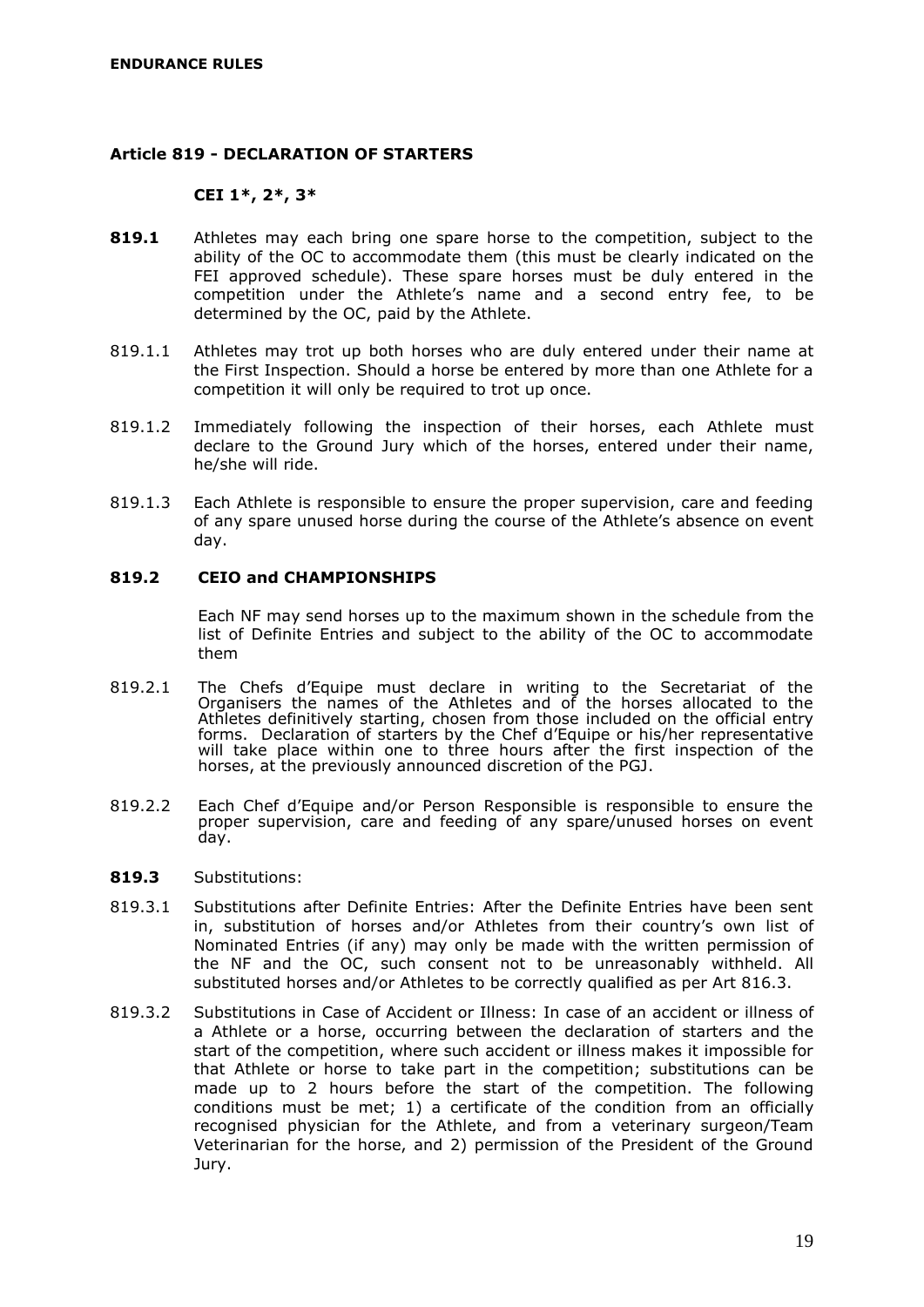## Article 819 - DECLARATION OF STARTERS

**CEI 1*, 2*, 3***

**819.1** Athletes may each bring one spare horse to the competition, subject to the ability of the OC to accommodate them (this must be clearly indicated on the FEI approved schedule). These spare horses must be duly entered in the competition under the Athlete's name and a second entry fee, to be determined by the OC, paid by the Athlete.

819.1.1 Athletes may trot up both horses who are duly entered under their name at the First Inspection. Should a horse be entered by more than one Athlete for a competition it will only be required to trot up once.

819.1.2 Immediately following the inspection of their horses, each Athlete must declare to the Ground Jury which of the horses, entered under their name, he/she will ride.

819.1.3 Each Athlete is responsible to ensure the proper supervision, care and feeding of any spare unused horse during the course of the Athlete's absence on event day.

**819.2 CEIO and CHAMPIONSHIPS**

Each NF may send horses up to the maximum shown in the schedule from the list of Definite Entries and subject to the ability of the OC to accommodate them

819.2.1 The Chefs d'Equipe must declare in writing to the Secretariat of the Organisers the names of the Athletes and of the horses allocated to the Athletes definitively starting, chosen from those included on the official entry forms. Declaration of starters by the Chef d'Equipe or his/her representative will take place within one to three hours after the first inspection of the horses, at the previously announced discretion of the PGJ.

819.2.2 Each Chef d'Equipe and/or Person Responsible is responsible to ensure the proper supervision, care and feeding of any spare/unused horses on event day.

**819.3** Substitutions:

819.3.1 Substitutions after Definite Entries: After the Definite Entries have been sent in, substitution of horses and/or Athletes from their country's own list of Nominated Entries (if any) may only be made with the written permission of the NF and the OC, such consent not to be unreasonably withheld. All substituted horses and/or Athletes to be correctly qualified as per Art 816.3.

819.3.2 Substitutions in Case of Accident or Illness: In case of an accident or illness of a Athlete or a horse, occurring between the declaration of starters and the start of the competition, where such accident or illness makes it impossible for that Athlete or horse to take part in the competition; substitutions can be made up to 2 hours before the start of the competition. The following conditions must be met; 1) a certificate of the condition from an officially recognised physician for the Athlete, and from a veterinary surgeon/Team Veterinarian for the horse, and 2) permission of the President of the Ground Jury.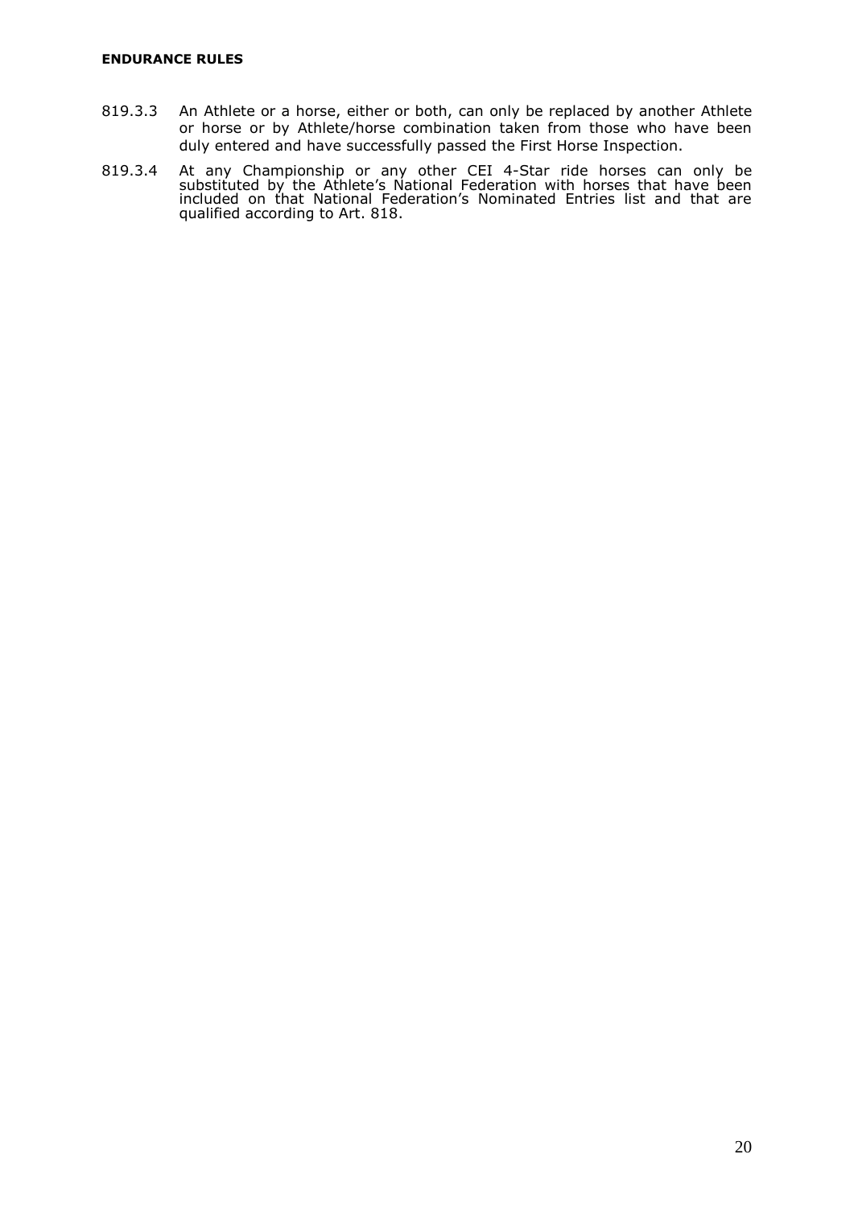819.3.3 An Athlete or a horse, either or both, can only be replaced by another Athlete or horse or by Athlete/horse combination taken from those who have been duly entered and have successfully passed the First Horse Inspection.

819.3.4 At any Championship or any other CEI 4-Star ride horses can only be substituted by the Athlete's National Federation with horses that have been included on that National Federation's Nominated Entries list and that are qualified according to Art. 818.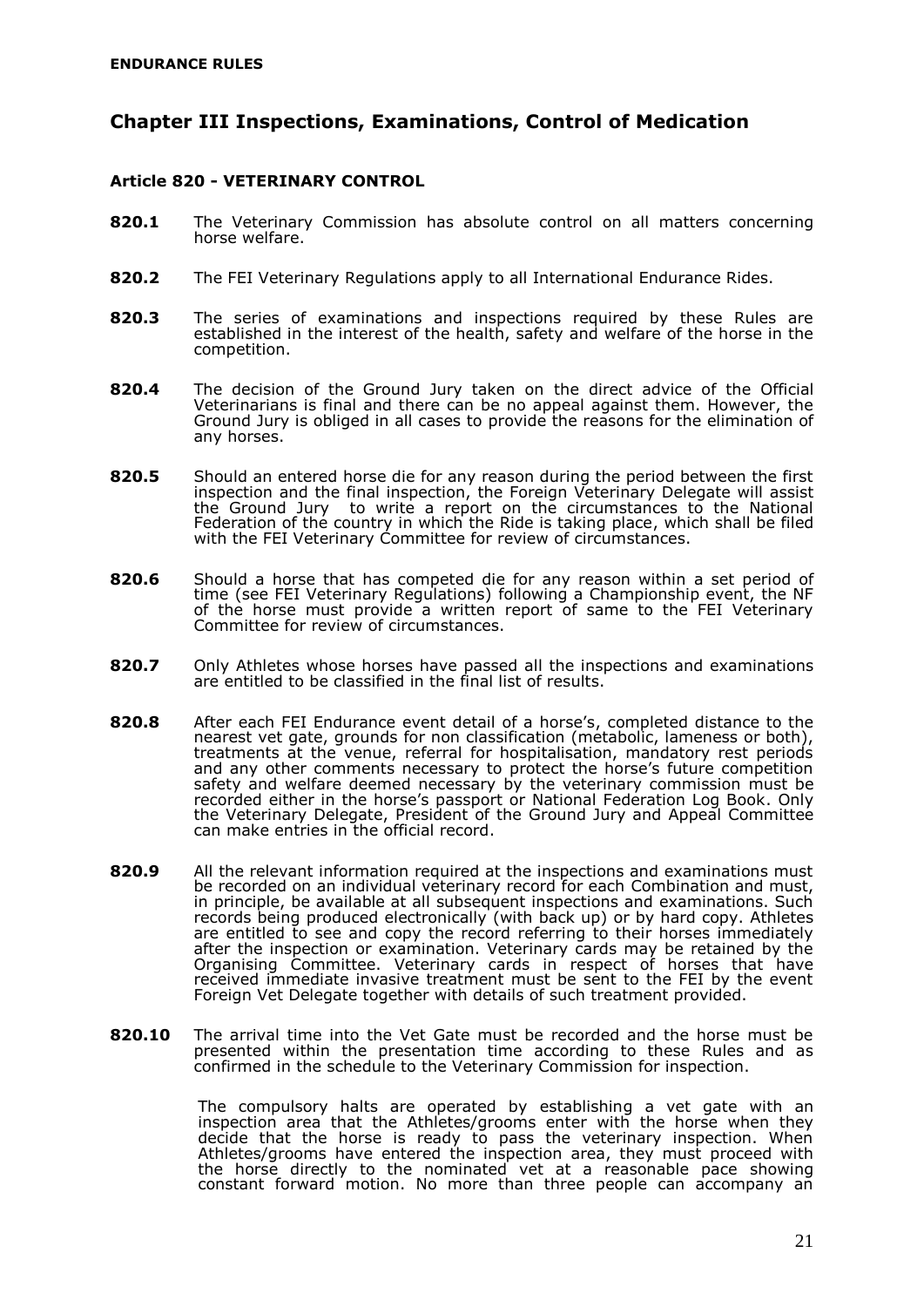## Chapter III Inspections, Examinations, Control of Medication

### Article 820 - VETERINARY CONTROL

**820.1** The Veterinary Commission has absolute control on all matters concerning horse welfare.

**820.2** The FEI Veterinary Regulations apply to all International Endurance Rides.

**820.3** The series of examinations and inspections required by these Rules are established in the interest of the health, safety and welfare of the horse in the competition.

**820.4** The decision of the Ground Jury taken on the direct advice of the Official Veterinarians is final and there can be no appeal against them. However, the Ground Jury is obliged in all cases to provide the reasons for the elimination of any horses.

**820.5** Should an entered horse die for any reason during the period between the first inspection and the final inspection, the Foreign Veterinary Delegate will assist the Ground Jury to write a report on the circumstances to the National Federation of the country in which the Ride is taking place, which shall be filed with the FEI Veterinary Committee for review of circumstances.

**820.6** Should a horse that has competed die for any reason within a set period of time (see FEI Veterinary Regulations) following a Championship event, the NF of the horse must provide a written report of same to the FEI Veterinary Committee for review of circumstances.

**820.7** Only Athletes whose horses have passed all the inspections and examinations are entitled to be classified in the final list of results.

**820.8** After each FEI Endurance event detail of a horse's, completed distance to the nearest vet gate, grounds for non classification (metabolic, lameness or both), treatments at the venue, referral for hospitalisation, mandatory rest periods and any other comments necessary to protect the horse's future competition safety and welfare deemed necessary by the veterinary commission must be recorded either in the horse's passport or National Federation Log Book. Only the Veterinary Delegate, President of the Ground Jury and Appeal Committee can make entries in the official record.

**820.9** All the relevant information required at the inspections and examinations must be recorded on an individual veterinary record for each Combination and must, in principle, be available at all subsequent inspections and examinations. Such records being produced electronically (with back up) or by hard copy. Athletes are entitled to see and copy the record referring to their horses immediately after the inspection or examination. Veterinary cards may be retained by the Organising Committee. Veterinary cards in respect of horses that have received immediate invasive treatment must be sent to the FEI by the event Foreign Vet Delegate together with details of such treatment provided.

**820.10** The arrival time into the Vet Gate must be recorded and the horse must be presented within the presentation time according to these Rules and as confirmed in the schedule to the Veterinary Commission for inspection.

The compulsory halts are operated by establishing a vet gate with an inspection area that the Athletes/grooms enter with the horse when they decide that the horse is ready to pass the veterinary inspection. When Athletes/grooms have entered the inspection area, they must proceed with the horse directly to the nominated vet at a reasonable pace showing constant forward motion. No more than three people can accompany an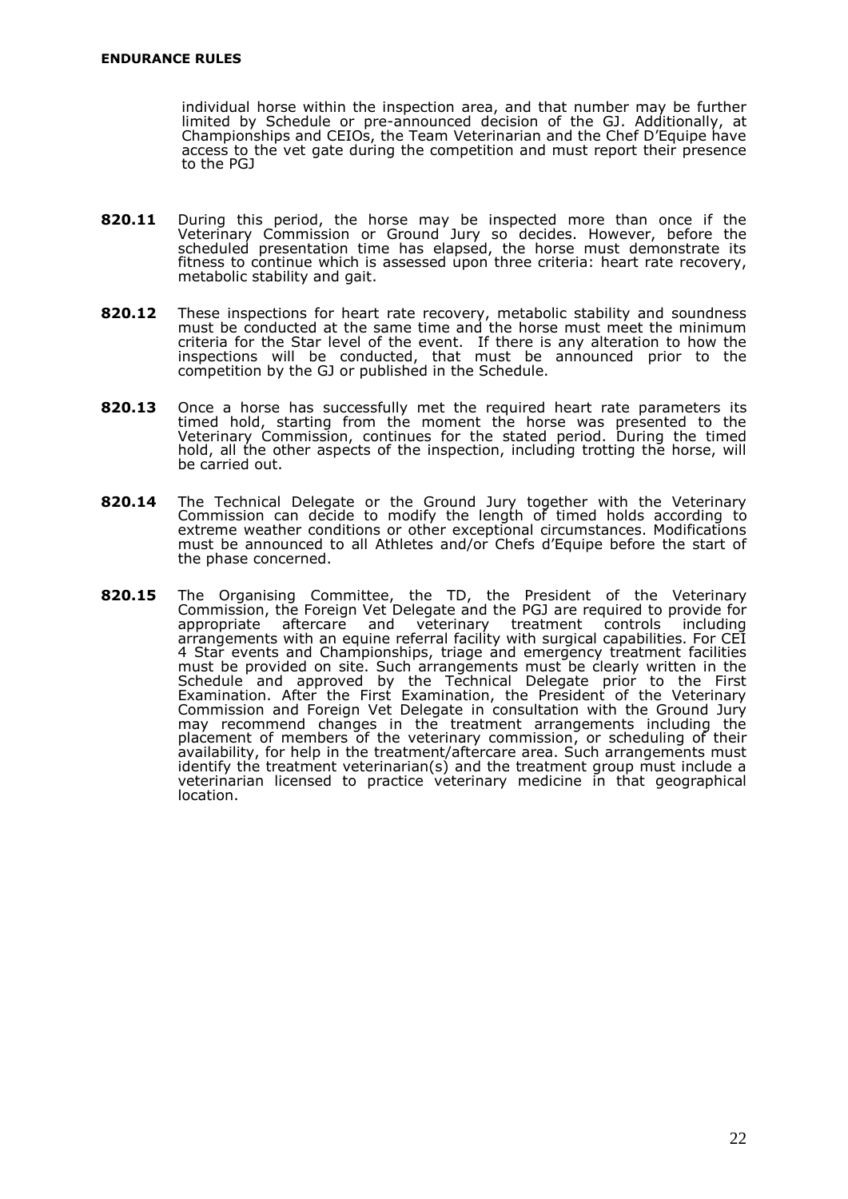individual horse within the inspection area, and that number may be further limited by Schedule or pre-announced decision of the GJ. Additionally, at Championships and CEIOs, the Team Veterinarian and the Chef D'Equipe have access to the vet gate during the competition and must report their presence to the PGJ

**820.11** During this period, the horse may be inspected more than once if the Veterinary Commission or Ground Jury so decides. However, before the scheduled presentation time has elapsed, the horse must demonstrate its fitness to continue which is assessed upon three criteria: heart rate recovery, metabolic stability and gait.

**820.12** These inspections for heart rate recovery, metabolic stability and soundness must be conducted at the same time and the horse must meet the minimum criteria for the Star level of the event. If there is any alteration to how the inspections will be conducted, that must be announced prior to the competition by the GJ or published in the Schedule.

**820.13** Once a horse has successfully met the required heart rate parameters its timed hold, starting from the moment the horse was presented to the Veterinary Commission, continues for the stated period. During the timed hold, all the other aspects of the inspection, including trotting the horse, will be carried out.

**820.14** The Technical Delegate or the Ground Jury together with the Veterinary Commission can decide to modify the length of timed holds according to extreme weather conditions or other exceptional circumstances. Modifications must be announced to all Athletes and/or Chefs d'Equipe before the start of the phase concerned.

**820.15** The Organising Committee, the TD, the President of the Veterinary Commission, the Foreign Vet Delegate and the PGJ are required to provide for appropriate aftercare and veterinary treatment controls including arrangements with an equine referral facility with surgical capabilities. For CEI 4 Star events and Championships, triage and emergency treatment facilities must be provided on site. Such arrangements must be clearly written in the Schedule and approved by the Technical Delegate prior to the First Examination. After the First Examination, the President of the Veterinary Commission and Foreign Vet Delegate in consultation with the Ground Jury may recommend changes in the treatment arrangements including the placement of members of the veterinary commission, or scheduling of their availability, for help in the treatment/aftercare area. Such arrangements must identify the treatment veterinarian(s) and the treatment group must include a veterinarian licensed to practice veterinary medicine in that geographical location.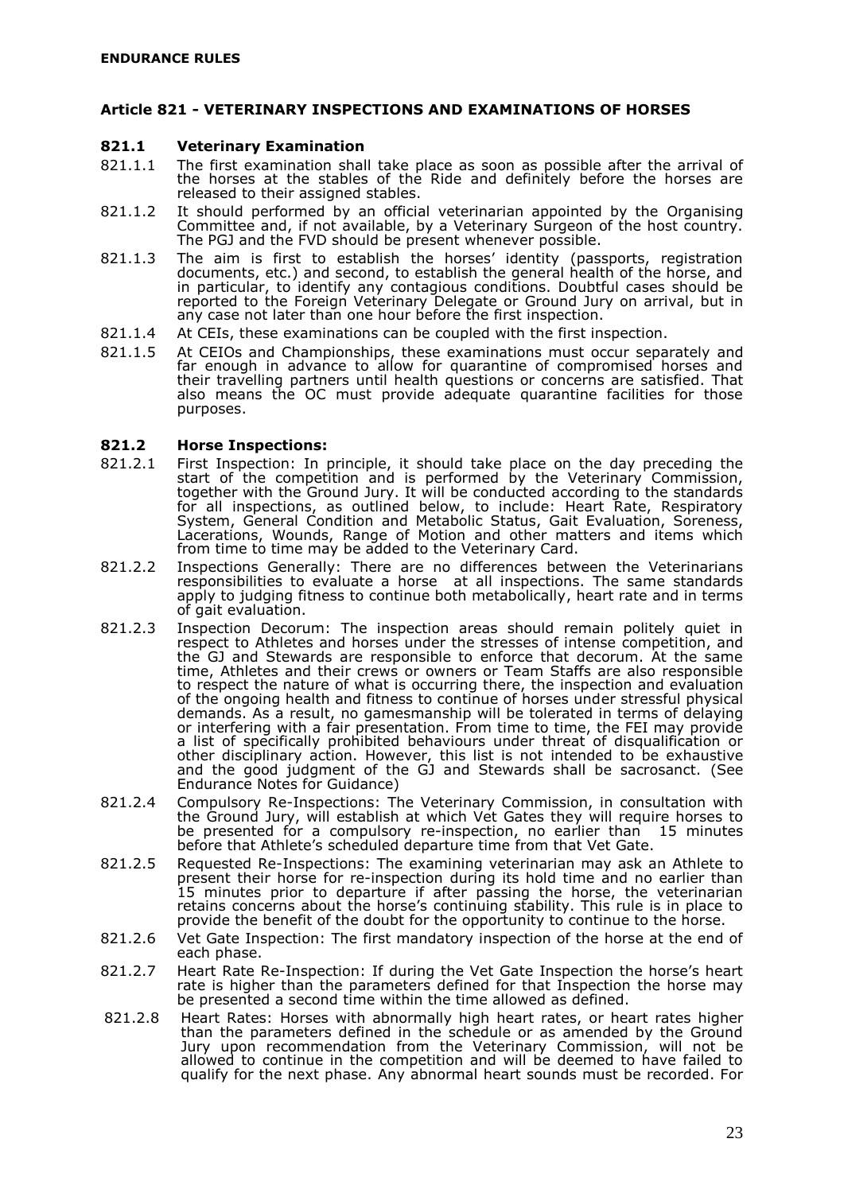## Article 821 - VETERINARY INSPECTIONS AND EXAMINATIONS OF HORSES

### 821.1 Veterinary Examination

821.1.1 The first examination shall take place as soon as possible after the arrival of the horses at the stables of the Ride and definitely before the horses are released to their assigned stables.

821.1.2 It should performed by an official veterinarian appointed by the Organising Committee and, if not available, by a Veterinary Surgeon of the host country. The PGJ and the FVD should be present whenever possible.

821.1.3 The aim is first to establish the horses' identity (passports, registration documents, etc.) and second, to establish the general health of the horse, and in particular, to identify any contagious conditions. Doubtful cases should be reported to the Foreign Veterinary Delegate or Ground Jury on arrival, but in any case not later than one hour before the first inspection.

821.1.4 At CEIs, these examinations can be coupled with the first inspection.

821.1.5 At CEIOs and Championships, these examinations must occur separately and far enough in advance to allow for quarantine of compromised horses and their travelling partners until health questions or concerns are satisfied. That also means the OC must provide adequate quarantine facilities for those purposes.

### 821.2 Horse Inspections:

821.2.1 First Inspection: In principle, it should take place on the day preceding the start of the competition and is performed by the Veterinary Commission, together with the Ground Jury. It will be conducted according to the standards for all inspections, as outlined below, to include: Heart Rate, Respiratory System, General Condition and Metabolic Status, Gait Evaluation, Soreness, Lacerations, Wounds, Range of Motion and other matters and items which from time to time may be added to the Veterinary Card.

821.2.2 Inspections Generally: There are no differences between the Veterinarians responsibilities to evaluate a horse at all inspections. The same standards apply to judging fitness to continue both metabolically, heart rate and in terms of gait evaluation.

821.2.3 Inspection Decorum: The inspection areas should remain politely quiet in respect to Athletes and horses under the stresses of intense competition, and the GJ and Stewards are responsible to enforce that decorum. At the same time, Athletes and their crews or owners or Team Staffs are also responsible to respect the nature of what is occurring there, the inspection and evaluation of the ongoing health and fitness to continue of horses under stressful physical demands. As a result, no gamesmanship will be tolerated in terms of delaying or interfering with a fair presentation. From time to time, the FEI may provide a list of specifically prohibited behaviours under threat of disqualification or other disciplinary action. However, this list is not intended to be exhaustive and the good judgment of the GJ and Stewards shall be sacrosanct. (See Endurance Notes for Guidance)

821.2.4 Compulsory Re-Inspections: The Veterinary Commission, in consultation with the Ground Jury, will establish at which Vet Gates they will require horses to be presented for a compulsory re-inspection, no earlier than 15 minutes before that Athlete's scheduled departure time from that Vet Gate.

821.2.5 Requested Re-Inspections: The examining veterinarian may ask an Athlete to present their horse for re-inspection during its hold time and no earlier than 15 minutes prior to departure if after passing the horse, the veterinarian retains concerns about the horse's continuing stability. This rule is in place to provide the benefit of the doubt for the opportunity to continue to the horse.

821.2.6 Vet Gate Inspection: The first mandatory inspection of the horse at the end of each phase.

821.2.7 Heart Rate Re-Inspection: If during the Vet Gate Inspection the horse's heart rate is higher than the parameters defined for that Inspection the horse may be presented a second time within the time allowed as defined.

821.2.8 Heart Rates: Horses with abnormally high heart rates, or heart rates higher than the parameters defined in the schedule or as amended by the Ground Jury upon recommendation from the Veterinary Commission, will not be allowed to continue in the competition and will be deemed to have failed to qualify for the next phase. Any abnormal heart sounds must be recorded. For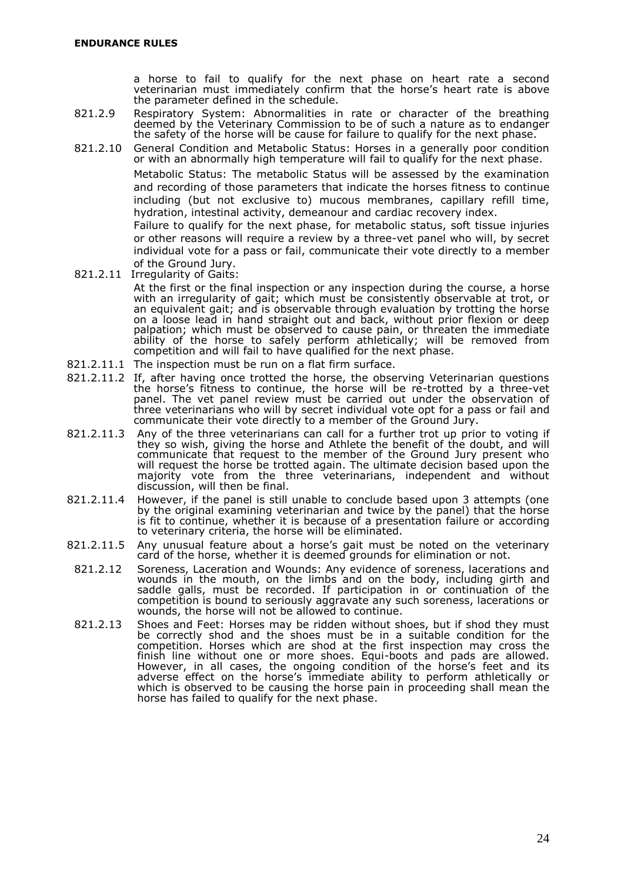a horse to fail to qualify for the next phase on heart rate a second veterinarian must immediately confirm that the horse's heart rate is above the parameter defined in the schedule.

821.2.9 Respiratory System: Abnormalities in rate or character of the breathing deemed by the Veterinary Commission to be of such a nature as to endanger the safety of the horse will be cause for failure to qualify for the next phase.

821.2.10 General Condition and Metabolic Status: Horses in a generally poor condition or with an abnormally high temperature will fail to qualify for the next phase.

Metabolic Status: The metabolic Status will be assessed by the examination and recording of those parameters that indicate the horses fitness to continue including (but not exclusive to) mucous membranes, capillary refill time, hydration, intestinal activity, demeanour and cardiac recovery index.

Failure to qualify for the next phase, for metabolic status, soft tissue injuries or other reasons will require a review by a three-vet panel who will, by secret individual vote for a pass or fail, communicate their vote directly to a member of the Ground Jury.

821.2.11 Irregularity of Gaits:

At the first or the final inspection or any inspection during the course, a horse with an irregularity of gait; which must be consistently observable at trot, or an equivalent gait; and is observable through evaluation by trotting the horse on a loose lead in hand straight out and back, without prior flexion or deep palpation; which must be observed to cause pain, or threaten the immediate ability of the horse to safely perform athletically; will be removed from competition and will fail to have qualified for the next phase.

821.2.11.1 The inspection must be run on a flat firm surface.

821.2.11.2 If, after having once trotted the horse, the observing Veterinarian questions the horse's fitness to continue, the horse will be re-trotted by a three-vet panel. The vet panel review must be carried out under the observation of three veterinarians who will by secret individual vote opt for a pass or fail and communicate their vote directly to a member of the Ground Jury.

821.2.11.3 Any of the three veterinarians can call for a further trot up prior to voting if they so wish, giving the horse and Athlete the benefit of the doubt, and will communicate that request to the member of the Ground Jury present who will request the horse be trotted again. The ultimate decision based upon the majority vote from the three veterinarians, independent and without discussion, will then be final.

821.2.11.4 However, if the panel is still unable to conclude based upon 3 attempts (one by the original examining veterinarian and twice by the panel) that the horse is fit to continue, whether it is because of a presentation failure or according to veterinary criteria, the horse will be eliminated.

821.2.11.5 Any unusual feature about a horse's gait must be noted on the veterinary card of the horse, whether it is deemed grounds for elimination or not.

821.2.12 Soreness, Laceration and Wounds: Any evidence of soreness, lacerations and wounds in the mouth, on the limbs and on the body, including girth and saddle galls, must be recorded. If participation in or continuation of the competition is bound to seriously aggravate any such soreness, lacerations or wounds, the horse will not be allowed to continue.

821.2.13 Shoes and Feet: Horses may be ridden without shoes, but if shod they must be correctly shod and the shoes must be in a suitable condition for the competition. Horses which are shod at the first inspection may cross the finish line without one or more shoes. Equi-boots and pads are allowed. However, in all cases, the ongoing condition of the horse's feet and its adverse effect on the horse's immediate ability to perform athletically or which is observed to be causing the horse pain in proceeding shall mean the horse has failed to qualify for the next phase.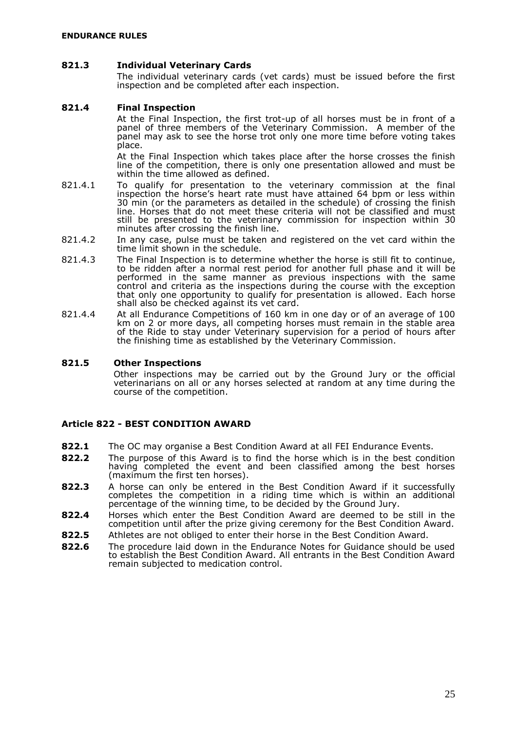### 821.3 Individual Veterinary Cards

The individual veterinary cards (vet cards) must be issued before the first inspection and be completed after each inspection.

### 821.4 Final Inspection

At the Final Inspection, the first trot-up of all horses must be in front of a panel of three members of the Veterinary Commission. A member of the panel may ask to see the horse trot only one more time before voting takes place.

At the Final Inspection which takes place after the horse crosses the finish line of the competition, there is only one presentation allowed and must be within the time allowed as defined.

821.4.1 To qualify for presentation to the veterinary commission at the final inspection the horse's heart rate must have attained 64 bpm or less within 30 min (or the parameters as detailed in the schedule) of crossing the finish line. Horses that do not meet these criteria will not be classified and must still be presented to the veterinary commission for inspection within 30 minutes after crossing the finish line.

821.4.2 In any case, pulse must be taken and registered on the vet card within the time limit shown in the schedule.

821.4.3 The Final Inspection is to determine whether the horse is still fit to continue, to be ridden after a normal rest period for another full phase and it will be performed in the same manner as previous inspections with the same control and criteria as the inspections during the course with the exception that only one opportunity to qualify for presentation is allowed. Each horse shall also be checked against its vet card.

821.4.4 At all Endurance Competitions of 160 km in one day or of an average of 100 km on 2 or more days, all competing horses must remain in the stable area of the Ride to stay under Veterinary supervision for a period of hours after the finishing time as established by the Veterinary Commission.

### 821.5 Other Inspections

Other inspections may be carried out by the Ground Jury or the official veterinarians on all or any horses selected at random at any time during the course of the competition.

## Article 822 - BEST CONDITION AWARD

**822.1** The OC may organise a Best Condition Award at all FEI Endurance Events.

**822.2** The purpose of this Award is to find the horse which is in the best condition having completed the event and been classified among the best horses (maximum the first ten horses).

**822.3** A horse can only be entered in the Best Condition Award if it successfully completes the competition in a riding time which is within an additional percentage of the winning time, to be decided by the Ground Jury.

**822.4** Horses which enter the Best Condition Award are deemed to be still in the competition until after the prize giving ceremony for the Best Condition Award.

**822.5** Athletes are not obliged to enter their horse in the Best Condition Award.

**822.6** The procedure laid down in the Endurance Notes for Guidance should be used to establish the Best Condition Award. All entrants in the Best Condition Award remain subjected to medication control.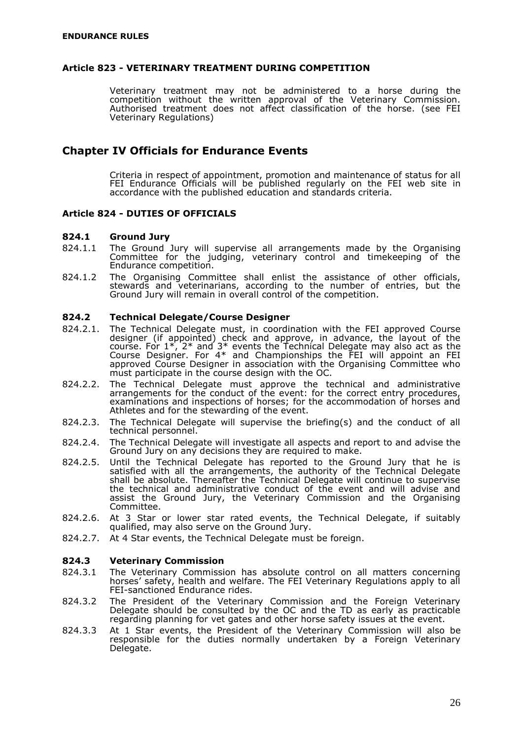### Article 823 - VETERINARY TREATMENT DURING COMPETITION

Veterinary treatment may not be administered to a horse during the competition without the written approval of the Veterinary Commission. Authorised treatment does not affect classification of the horse. (see FEI Veterinary Regulations)

## Chapter IV Officials for Endurance Events

Criteria in respect of appointment, promotion and maintenance of status for all FEI Endurance Officials will be published regularly on the FEI web site in accordance with the published education and standards criteria.

### Article 824 - DUTIES OF OFFICIALS

**824.1 Ground Jury**

824.1.1 The Ground Jury will supervise all arrangements made by the Organising Committee for the judging, veterinary control and timekeeping of the Endurance competition.

824.1.2 The Organising Committee shall enlist the assistance of other officials, stewards and veterinarians, according to the number of entries, but the Ground Jury will remain in overall control of the competition.

**824.2 Technical Delegate/Course Designer**

824.2.1. The Technical Delegate must, in coordination with the FEI approved Course designer (if appointed) check and approve, in advance, the layout of the course. For 1*, 2* and 3* events the Technical Delegate may also act as the Course Designer. For 4* and Championships the FEI will appoint an FEI approved Course Designer in association with the Organising Committee who must participate in the course design with the OC.

824.2.2. The Technical Delegate must approve the technical and administrative arrangements for the conduct of the event: for the correct entry procedures, examinations and inspections of horses; for the accommodation of horses and Athletes and for the stewarding of the event.

824.2.3. The Technical Delegate will supervise the briefing(s) and the conduct of all technical personnel.

824.2.4. The Technical Delegate will investigate all aspects and report to and advise the Ground Jury on any decisions they are required to make.

824.2.5. Until the Technical Delegate has reported to the Ground Jury that he is satisfied with all the arrangements, the authority of the Technical Delegate shall be absolute. Thereafter the Technical Delegate will continue to supervise the technical and administrative conduct of the event and will advise and assist the Ground Jury, the Veterinary Commission and the Organising Committee.

824.2.6. At 3 Star or lower star rated events, the Technical Delegate, if suitably qualified, may also serve on the Ground Jury.

824.2.7. At 4 Star events, the Technical Delegate must be foreign.

**824.3 Veterinary Commission**

824.3.1 The Veterinary Commission has absolute control on all matters concerning horses' safety, health and welfare. The FEI Veterinary Regulations apply to all FEI-sanctioned Endurance rides.

824.3.2 The President of the Veterinary Commission and the Foreign Veterinary Delegate should be consulted by the OC and the TD as early as practicable regarding planning for vet gates and other horse safety issues at the event.

824.3.3 At 1 Star events, the President of the Veterinary Commission will also be responsible for the duties normally undertaken by a Foreign Veterinary Delegate.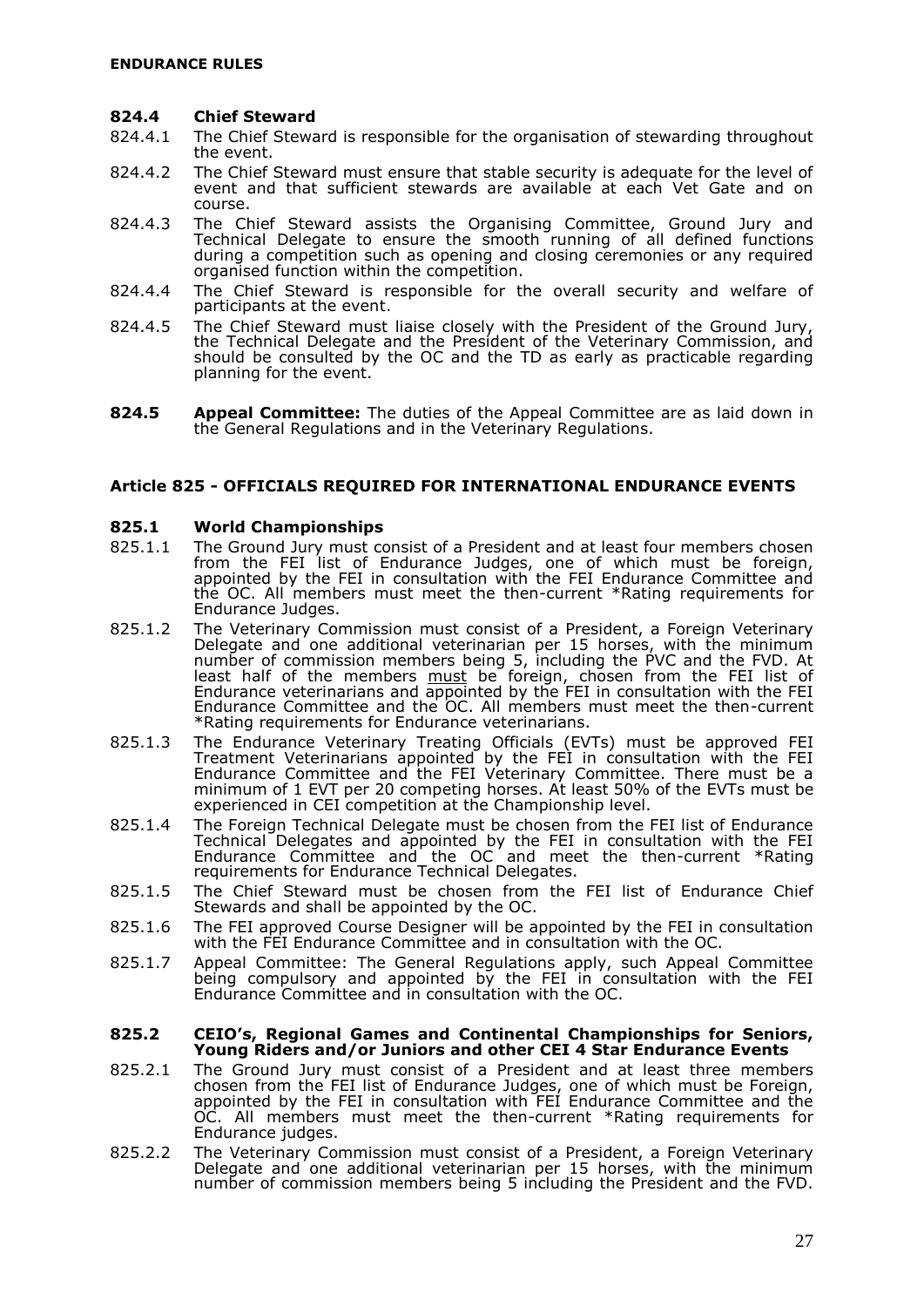### 824.4 Chief Steward

824.4.1 The Chief Steward is responsible for the organisation of stewarding throughout the event.

824.4.2 The Chief Steward must ensure that stable security is adequate for the level of event and that sufficient stewards are available at each Vet Gate and on course.

824.4.3 The Chief Steward assists the Organising Committee, Ground Jury and Technical Delegate to ensure the smooth running of all defined functions during a competition such as opening and closing ceremonies or any required organised function within the competition.

824.4.4 The Chief Steward is responsible for the overall security and welfare of participants at the event.

824.4.5 The Chief Steward must liaise closely with the President of the Ground Jury, the Technical Delegate and the President of the Veterinary Commission, and should be consulted by the OC and the TD as early as practicable regarding planning for the event.

**824.5 Appeal Committee:** The duties of the Appeal Committee are as laid down in the General Regulations and in the Veterinary Regulations.

## Article 825 - OFFICIALS REQUIRED FOR INTERNATIONAL ENDURANCE EVENTS

### 825.1 World Championships

825.1.1 The Ground Jury must consist of a President and at least four members chosen from the FEI list of Endurance Judges, one of which must be foreign, appointed by the FEI in consultation with the FEI Endurance Committee and the OC. All members must meet the then-current *Rating requirements for Endurance Judges.

825.1.2 The Veterinary Commission must consist of a President, a Foreign Veterinary Delegate and one additional veterinarian per 15 horses, with the minimum number of commission members being 5, including the PVC and the FVD. At least half of the members must be foreign, chosen from the FEI list of Endurance veterinarians and appointed by the FEI in consultation with the FEI Endurance Committee and the OC. All members must meet the then-current *Rating requirements for Endurance veterinarians.

825.1.3 The Endurance Veterinary Treating Officials (EVTs) must be approved FEI Treatment Veterinarians appointed by the FEI in consultation with the FEI Endurance Committee and the FEI Veterinary Committee. There must be a minimum of 1 EVT per 20 competing horses. At least 50% of the EVTs must be experienced in CEI competition at the Championship level.

825.1.4 The Foreign Technical Delegate must be chosen from the FEI list of Endurance Technical Delegates and appointed by the FEI in consultation with the FEI Endurance Committee and the OC and meet the then-current *Rating requirements for Endurance Technical Delegates.

825.1.5 The Chief Steward must be chosen from the FEI list of Endurance Chief Stewards and shall be appointed by the OC.

825.1.6 The FEI approved Course Designer will be appointed by the FEI in consultation with the FEI Endurance Committee and in consultation with the OC.

825.1.7 Appeal Committee: The General Regulations apply, such Appeal Committee being compulsory and appointed by the FEI in consultation with the FEI Endurance Committee and in consultation with the OC.

### 825.2 CEIO's, Regional Games and Continental Championships for Seniors, Young Riders and/or Juniors and other CEI 4 Star Endurance Events

825.2.1 The Ground Jury must consist of a President and at least three members chosen from the FEI list of Endurance Judges, one of which must be Foreign, appointed by the FEI in consultation with FEI Endurance Committee and the OC. All members must meet the then-current *Rating requirements for Endurance judges.

825.2.2 The Veterinary Commission must consist of a President, a Foreign Veterinary Delegate and one additional veterinarian per 15 horses, with the minimum number of commission members being 5 including the President and the FVD.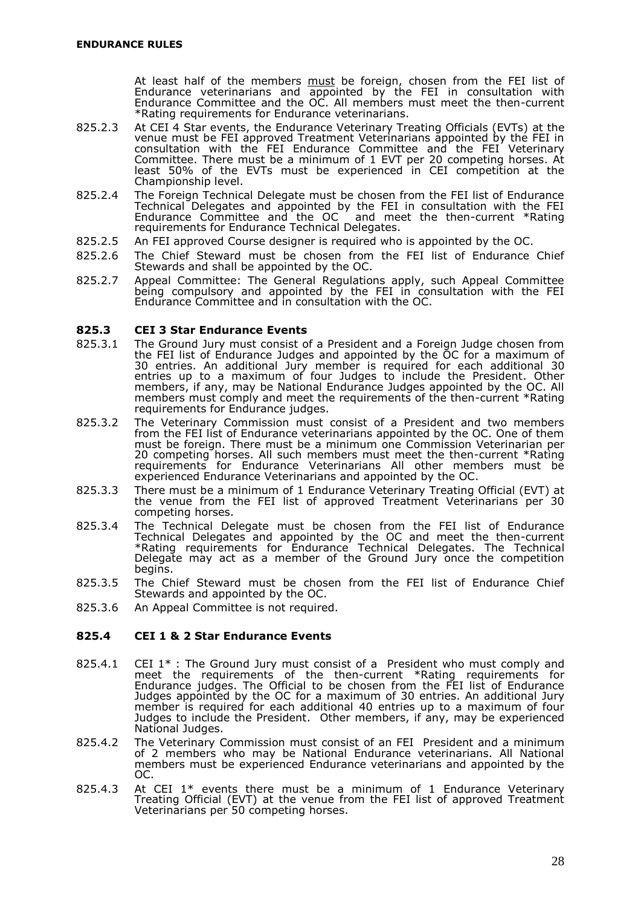At least half of the members must be foreign, chosen from the FEI list of Endurance veterinarians and appointed by the FEI in consultation with Endurance Committee and the OC. All members must meet the then-current *Rating requirements for Endurance veterinarians.

825.2.3 At CEI 4 Star events, the Endurance Veterinary Treating Officials (EVTs) at the venue must be FEI approved Treatment Veterinarians appointed by the FEI in consultation with the FEI Endurance Committee and the FEI Veterinary Committee. There must be a minimum of 1 EVT per 20 competing horses. At least 50% of the EVTs must be experienced in CEI competition at the Championship level.

825.2.4 The Foreign Technical Delegate must be chosen from the FEI list of Endurance Technical Delegates and appointed by the FEI in consultation with the FEI Endurance Committee and the OC and meet the then-current *Rating requirements for Endurance Technical Delegates.

825.2.5 An FEI approved Course designer is required who is appointed by the OC.

825.2.6 The Chief Steward must be chosen from the FEI list of Endurance Chief Stewards and shall be appointed by the OC.

825.2.7 Appeal Committee: The General Regulations apply, such Appeal Committee being compulsory and appointed by the FEI in consultation with the FEI Endurance Committee and in consultation with the OC.

### 825.3 CEI 3 Star Endurance Events

825.3.1 The Ground Jury must consist of a President and a Foreign Judge chosen from the FEI list of Endurance Judges and appointed by the OC for a maximum of 30 entries. An additional Jury member is required for each additional 30 entries up to a maximum of four Judges to include the President. Other members, if any, may be National Endurance Judges appointed by the OC. All members must comply and meet the requirements of the then-current *Rating requirements for Endurance judges.

825.3.2 The Veterinary Commission must consist of a President and two members from the FEI list of Endurance veterinarians appointed by the OC. One of them must be foreign. There must be a minimum one Commission Veterinarian per 20 competing horses. All such members must meet the then-current *Rating requirements for Endurance Veterinarians All other members must be experienced Endurance Veterinarians and appointed by the OC.

825.3.3 There must be a minimum of 1 Endurance Veterinary Treating Official (EVT) at the venue from the FEI list of approved Treatment Veterinarians per 30 competing horses.

825.3.4 The Technical Delegate must be chosen from the FEI list of Endurance Technical Delegates and appointed by the OC and meet the then-current *Rating requirements for Endurance Technical Delegates. The Technical Delegate may act as a member of the Ground Jury once the competition begins.

825.3.5 The Chief Steward must be chosen from the FEI list of Endurance Chief Stewards and appointed by the OC.

825.3.6 An Appeal Committee is not required.

### 825.4 CEI 1 & 2 Star Endurance Events

825.4.1 CEI 1* : The Ground Jury must consist of a President who must comply and meet the requirements of the then-current *Rating requirements for Endurance judges. The Official to be chosen from the FEI list of Endurance Judges appointed by the OC for a maximum of 30 entries. An additional Jury member is required for each additional 40 entries up to a maximum of four Judges to include the President. Other members, if any, may be experienced National Judges.

825.4.2 The Veterinary Commission must consist of an FEI President and a minimum of 2 members who may be National Endurance veterinarians. All National members must be experienced Endurance veterinarians and appointed by the OC.

825.4.3 At CEI 1* events there must be a minimum of 1 Endurance Veterinary Treating Official (EVT) at the venue from the FEI list of approved Treatment Veterinarians per 50 competing horses.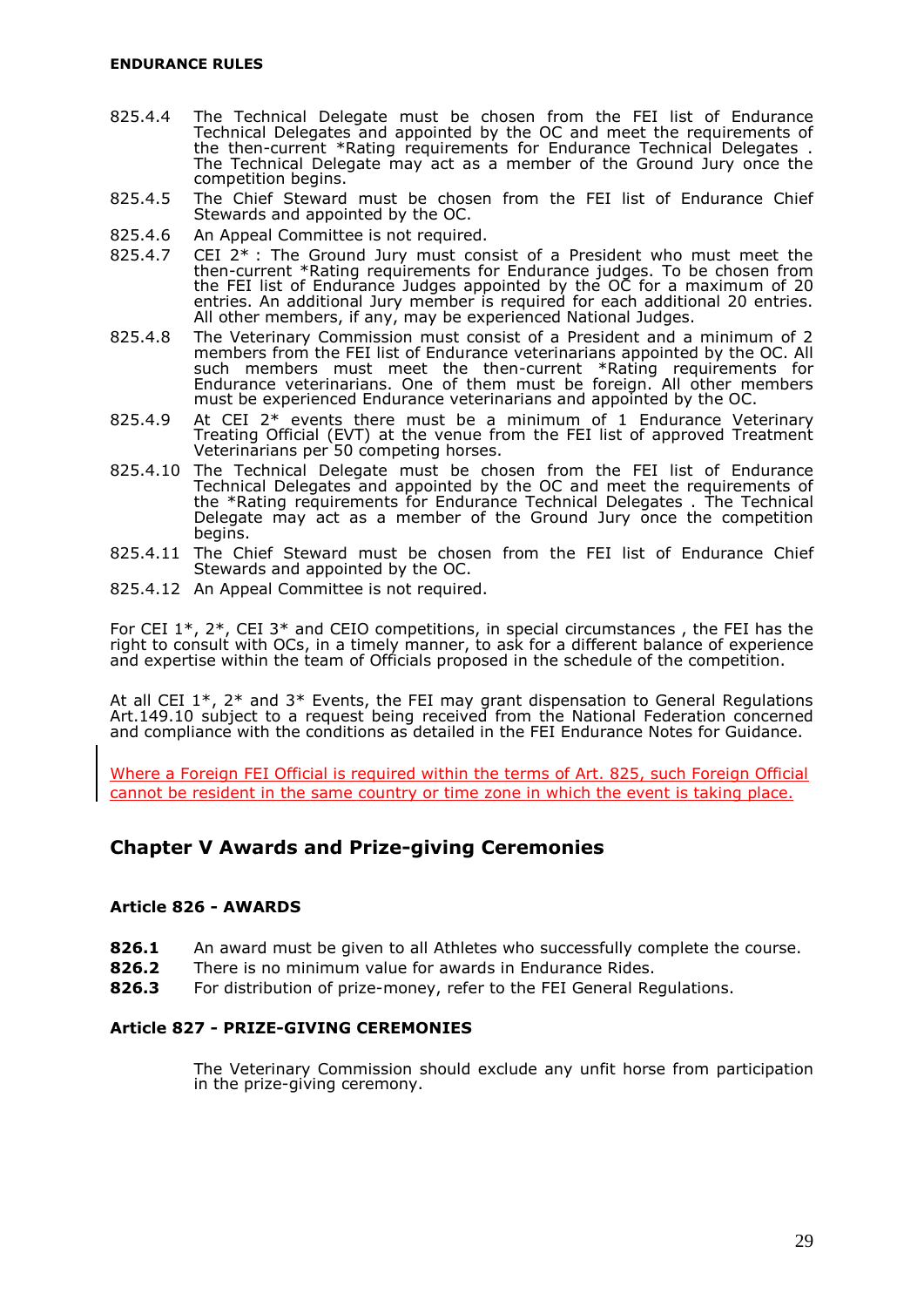825.4.4 The Technical Delegate must be chosen from the FEI list of Endurance Technical Delegates and appointed by the OC and meet the requirements of the then-current *Rating requirements for Endurance Technical Delegates . The Technical Delegate may act as a member of the Ground Jury once the competition begins.

825.4.5 The Chief Steward must be chosen from the FEI list of Endurance Chief Stewards and appointed by the OC.

825.4.6 An Appeal Committee is not required.

825.4.7 CEI 2* : The Ground Jury must consist of a President who must meet the then-current *Rating requirements for Endurance judges. To be chosen from the FEI list of Endurance Judges appointed by the OC for a maximum of 20 entries. An additional Jury member is required for each additional 20 entries. All other members, if any, may be experienced National Judges.

825.4.8 The Veterinary Commission must consist of a President and a minimum of 2 members from the FEI list of Endurance veterinarians appointed by the OC. All such members must meet the then-current *Rating requirements for Endurance veterinarians. One of them must be foreign. All other members must be experienced Endurance veterinarians and appointed by the OC.

825.4.9 At CEI 2* events there must be a minimum of 1 Endurance Veterinary Treating Official (EVT) at the venue from the FEI list of approved Treatment Veterinarians per 50 competing horses.

825.4.10 The Technical Delegate must be chosen from the FEI list of Endurance Technical Delegates and appointed by the OC and meet the requirements of the *Rating requirements for Endurance Technical Delegates . The Technical Delegate may act as a member of the Ground Jury once the competition begins.

825.4.11 The Chief Steward must be chosen from the FEI list of Endurance Chief Stewards and appointed by the OC.

825.4.12 An Appeal Committee is not required.

For CEI 1*, 2*, CEI 3* and CEIO competitions, in special circumstances , the FEI has the right to consult with OCs, in a timely manner, to ask for a different balance of experience and expertise within the team of Officials proposed in the schedule of the competition.

At all CEI 1*, 2* and 3* Events, the FEI may grant dispensation to General Regulations Art.149.10 subject to a request being received from the National Federation concerned and compliance with the conditions as detailed in the FEI Endurance Notes for Guidance.

Where a Foreign FEI Official is required within the terms of Art. 825, such Foreign Official cannot be resident in the same country or time zone in which the event is taking place.

## Chapter V Awards and Prize-giving Ceremonies

### Article 826 - AWARDS

**826.1** An award must be given to all Athletes who successfully complete the course.

**826.2** There is no minimum value for awards in Endurance Rides.

**826.3** For distribution of prize-money, refer to the FEI General Regulations.

### Article 827 - PRIZE-GIVING CEREMONIES

The Veterinary Commission should exclude any unfit horse from participation in the prize-giving ceremony.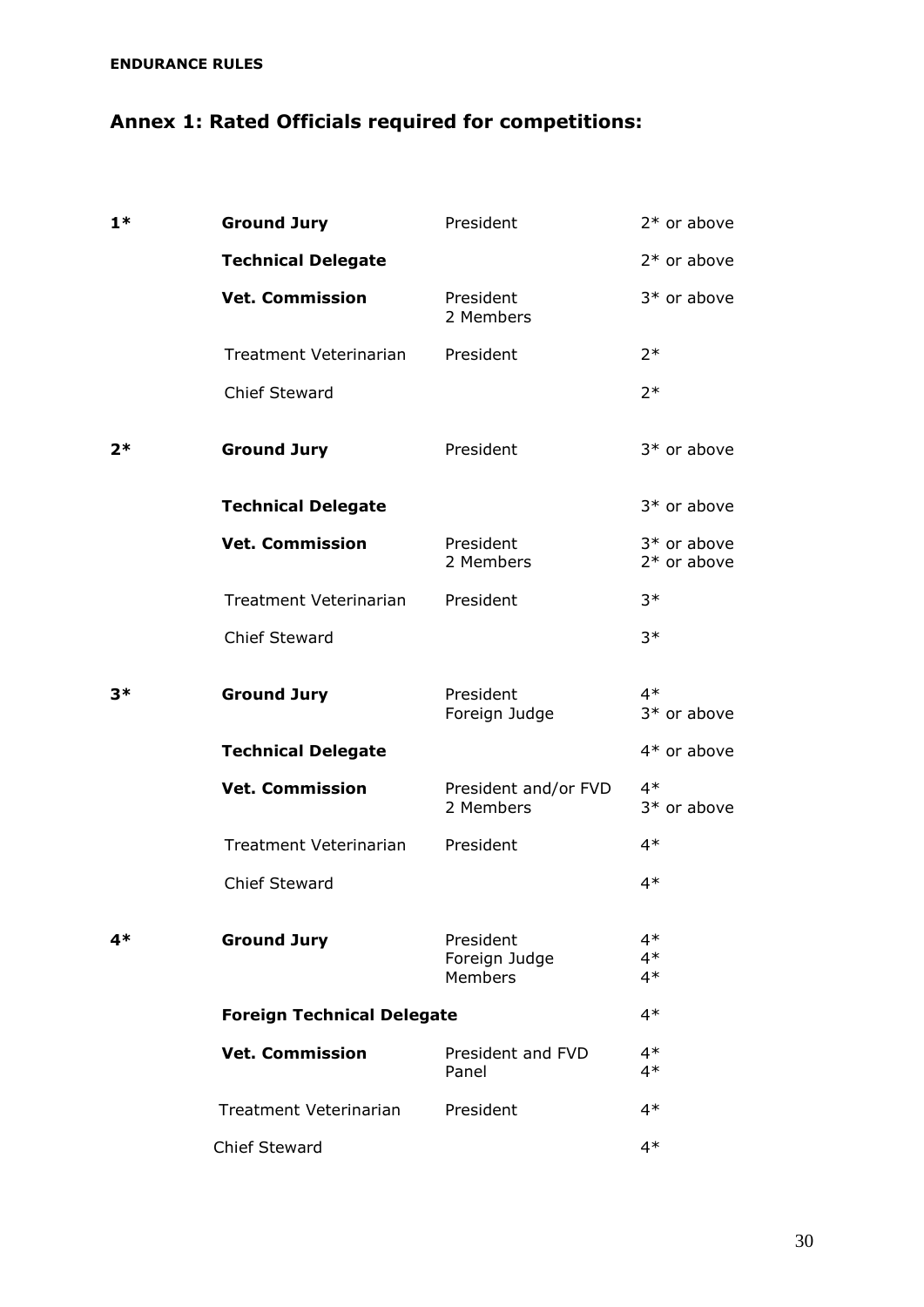## Annex 1: Rated Officials required for competitions:

| | | | |
|---|---|---|---|
| **1*** | **Ground Jury** | President | 2* or above |
| | **Technical Delegate** | | 2* or above |
| | **Vet. Commission** | President<br>2 Members | 3* or above |
| | Treatment Veterinarian | President | 2* |
| | Chief Steward | | 2* |
| **2*** | **Ground Jury** | President | 3* or above |
| | **Technical Delegate** | | 3* or above |
| | **Vet. Commission** | President<br>2 Members | 3* or above<br>2* or above |
| | Treatment Veterinarian | President | 3* |
| | Chief Steward | | 3* |
| **3*** | **Ground Jury** | President<br>Foreign Judge | 4*<br>3* or above |
| | **Technical Delegate** | | 4* or above |
| | **Vet. Commission** | President and/or FVD<br>2 Members | 4*<br>3* or above |
| | Treatment Veterinarian | President | 4* |
| | Chief Steward | | 4* |
| **4*** | **Ground Jury** | President<br>Foreign Judge<br>Members | 4*<br>4*<br>4* |
| | **Foreign Technical Delegate** | | 4* |
| | **Vet. Commission** | President and FVD<br>Panel | 4*<br>4* |
| | Treatment Veterinarian | President | 4* |
| | Chief Steward | | 4* |